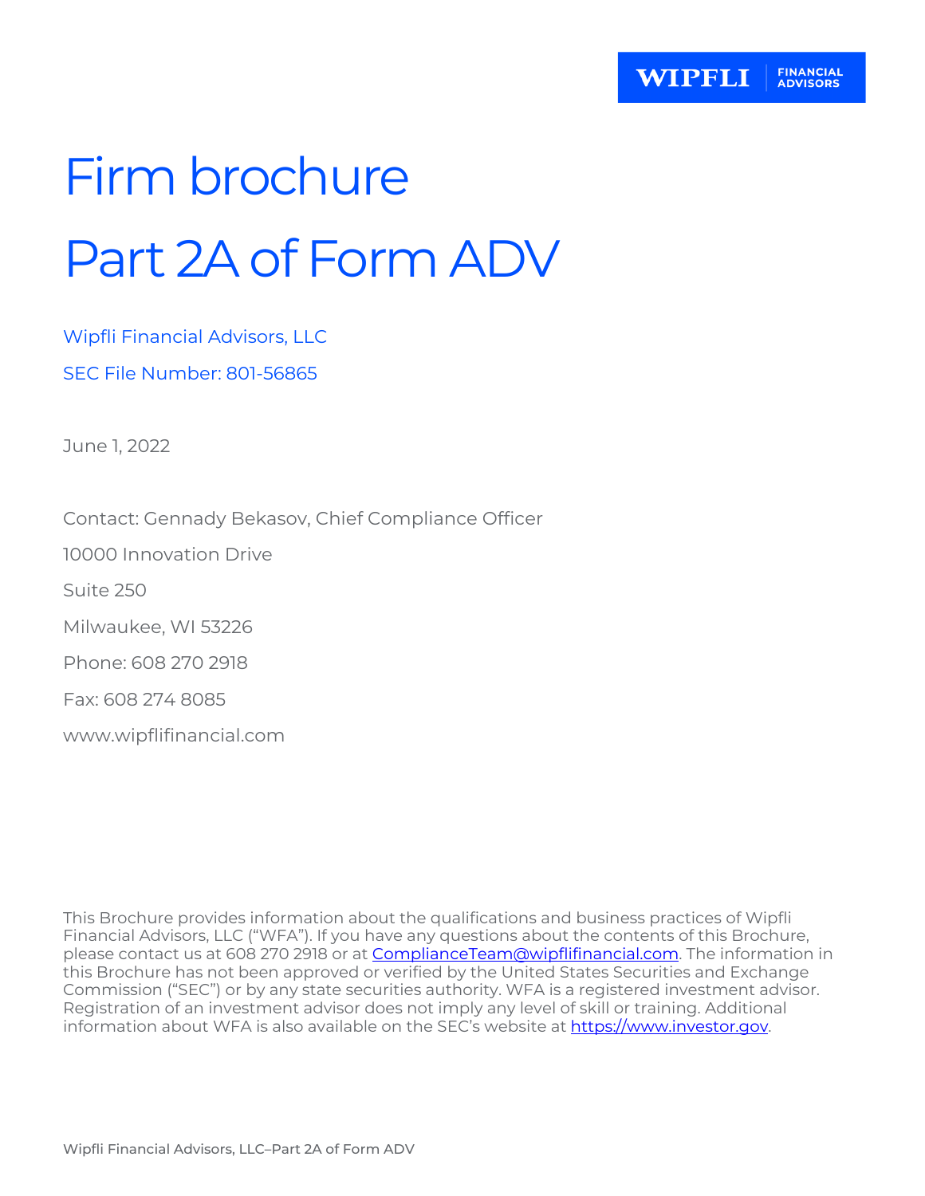# Firm brochure

# Part 2A of Form ADV

Wipfli Financial Advisors, LLC

SEC File Number: 801-56865

June 1, 2022

Contact: Gennady Bekasov, Chief Compliance Officer

10000 Innovation Drive

Suite 250

Milwaukee, WI 53226

Phone: 608 270 2918

Fax: 608 274 8085

www.wipflifinancial.com

This Brochure provides information about the qualifications and business practices of Wipfli Financial Advisors, LLC ("WFA"). If you have any questions about the contents of this Brochure, please contact us at 608 270 2918 or at ComplianceTeam@wipflifinancial.com. The information in this Brochure has not been approved or verified by the United States Securities and Exchange Commission ("SEC") or by any state securities authority. WFA is a registered investment advisor. Registration of an investment advisor does not imply any level of skill or training. Additional information about WFA is also available on the SEC's website at https://www.investor.gov.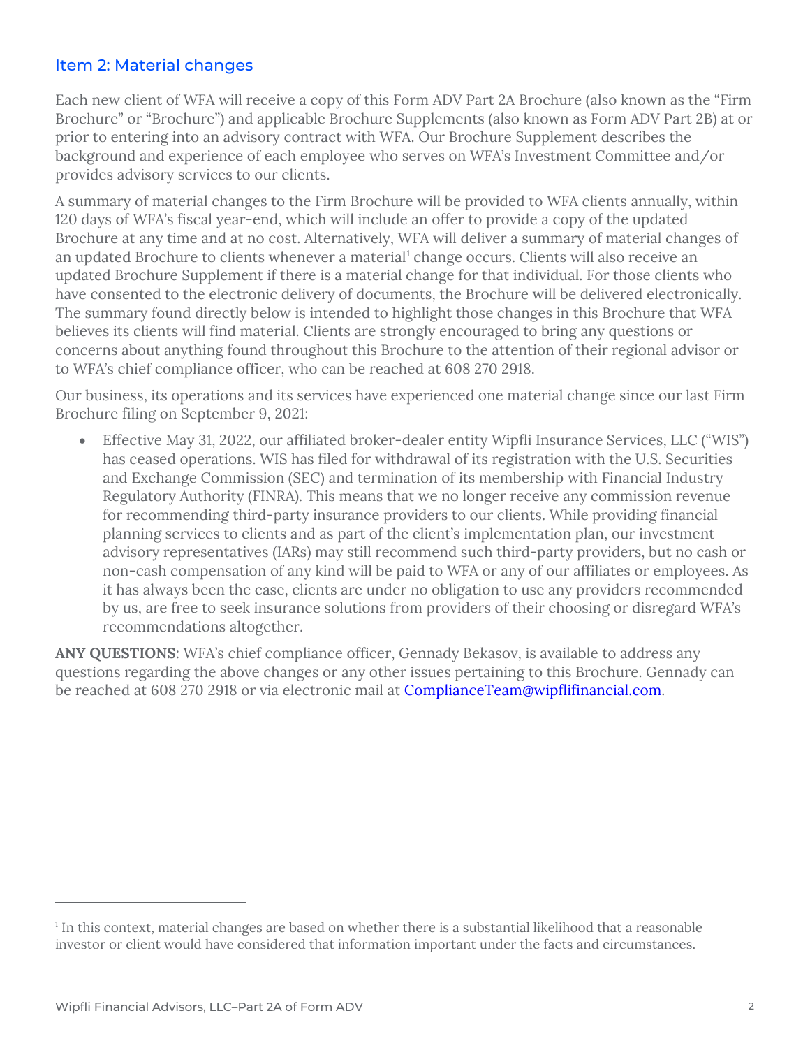## Item 2: Material changes

Each new client of WFA will receive a copy of this Form ADV Part 2A Brochure (also known as the "Firm Brochure" or "Brochure") and applicable Brochure Supplements (also known as Form ADV Part 2B) at or prior to entering into an advisory contract with WFA. Our Brochure Supplement describes the background and experience of each employee who serves on WFA's Investment Committee and/or provides advisory services to our clients.

A summary of material changes to the Firm Brochure will be provided to WFA clients annually, within 120 days of WFA's fiscal year-end, which will include an offer to provide a copy of the updated Brochure at any time and at no cost. Alternatively, WFA will deliver a summary of material changes of an updated Brochure to clients whenever a material[1] change occurs. Clients will also receive an updated Brochure Supplement if there is a material change for that individual. For those clients who have consented to the electronic delivery of documents, the Brochure will be delivered electronically. The summary found directly below is intended to highlight those changes in this Brochure that WFA believes its clients will find material. Clients are strongly encouraged to bring any questions or concerns about anything found throughout this Brochure to the attention of their regional advisor or to WFA's chief compliance officer, who can be reached at 608 270 2918.

Our business, its operations and its services have experienced one material change since our last Firm Brochure filing on September 9, 2021:

- Effective May 31, 2022, our affiliated broker-dealer entity Wipfli Insurance Services, LLC ("WIS") has ceased operations. WIS has filed for withdrawal of its registration with the U.S. Securities and Exchange Commission (SEC) and termination of its membership with Financial Industry Regulatory Authority (FINRA). This means that we no longer receive any commission revenue for recommending third-party insurance providers to our clients. While providing financial planning services to clients and as part of the client's implementation plan, our investment advisory representatives (IARs) may still recommend such third-party providers, but no cash or non-cash compensation of any kind will be paid to WFA or any of our affiliates or employees. As it has always been the case, clients are under no obligation to use any providers recommended by us, are free to seek insurance solutions from providers of their choosing or disregard WFA's recommendations altogether.

**ANY QUESTIONS**: WFA's chief compliance officer, Gennady Bekasov, is available to address any questions regarding the above changes or any other issues pertaining to this Brochure. Gennady can be reached at 608 270 2918 or via electronic mail at ComplianceTeam@wipflifinancial.com.

[1] In this context, material changes are based on whether there is a substantial likelihood that a reasonable investor or client would have considered that information important under the facts and circumstances.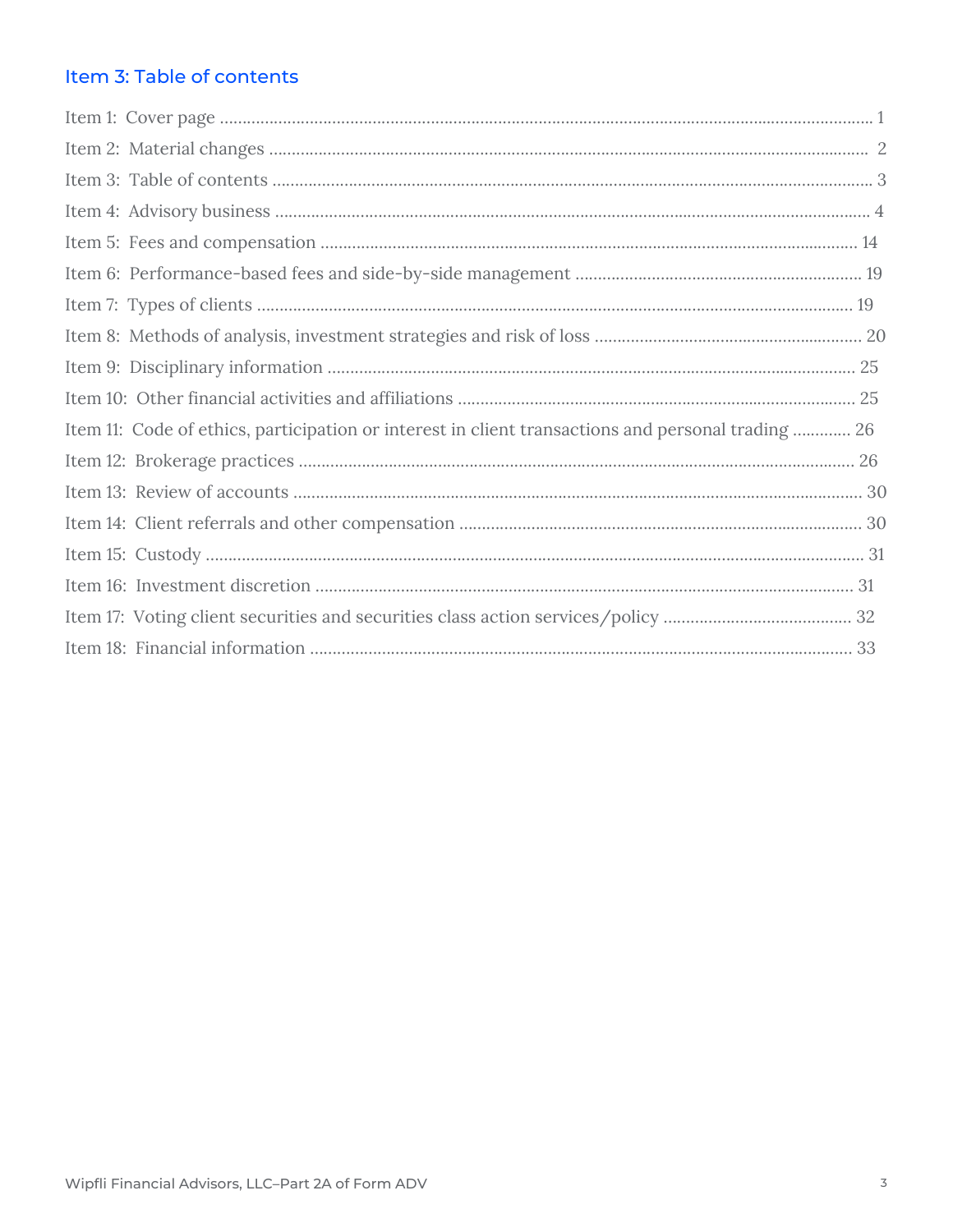## Item 3: Table of contents

Item 1: Cover page ........................................................................................................................................ 1
Item 2: Material changes ............................................................................................................................. 2
Item 3: Table of contents ............................................................................................................................. 3
Item 4: Advisory business ............................................................................................................................ 4
Item 5: Fees and compensation ................................................................................................................. 14
Item 6: Performance-based fees and side-by-side management ............................................................. 19
Item 7: Types of clients ............................................................................................................................... 19
Item 8: Methods of analysis, investment strategies and risk of loss ........................................................ 20
Item 9: Disciplinary information ................................................................................................................ 25
Item 10: Other financial activities and affiliations ................................................................................... 25
Item 11: Code of ethics, participation or interest in client transactions and personal trading ............. 26
Item 12: Brokerage practices ..................................................................................................................... 26
Item 13: Review of accounts ....................................................................................................................... 30
Item 14: Client referrals and other compensation .................................................................................... 30
Item 15: Custody .......................................................................................................................................... 31
Item 16: Investment discretion ................................................................................................................... 31
Item 17: Voting client securities and securities class action services/policy ......................................... 32
Item 18: Financial information ................................................................................................................... 33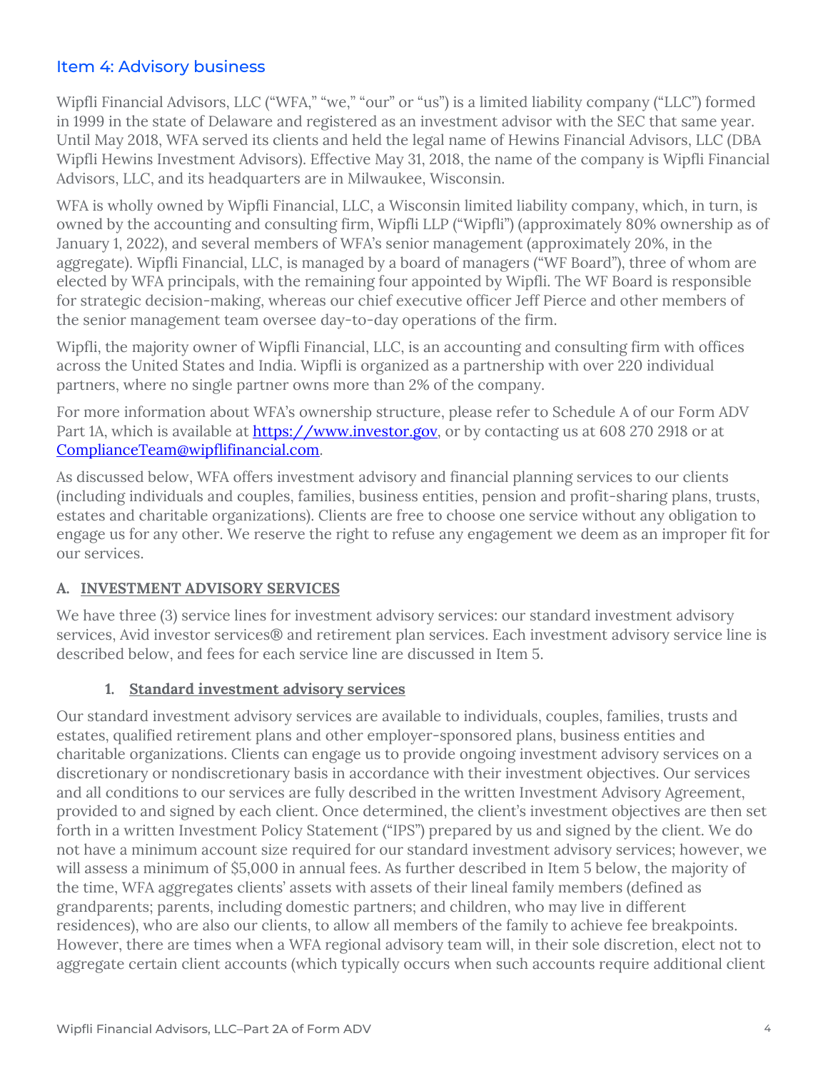## Item 4: Advisory business

Wipfli Financial Advisors, LLC ("WFA," "we," "our" or "us") is a limited liability company ("LLC") formed in 1999 in the state of Delaware and registered as an investment advisor with the SEC that same year. Until May 2018, WFA served its clients and held the legal name of Hewins Financial Advisors, LLC (DBA Wipfli Hewins Investment Advisors). Effective May 31, 2018, the name of the company is Wipfli Financial Advisors, LLC, and its headquarters are in Milwaukee, Wisconsin.

WFA is wholly owned by Wipfli Financial, LLC, a Wisconsin limited liability company, which, in turn, is owned by the accounting and consulting firm, Wipfli LLP ("Wipfli") (approximately 80% ownership as of January 1, 2022), and several members of WFA's senior management (approximately 20%, in the aggregate). Wipfli Financial, LLC, is managed by a board of managers ("WF Board"), three of whom are elected by WFA principals, with the remaining four appointed by Wipfli. The WF Board is responsible for strategic decision-making, whereas our chief executive officer Jeff Pierce and other members of the senior management team oversee day-to-day operations of the firm.

Wipfli, the majority owner of Wipfli Financial, LLC, is an accounting and consulting firm with offices across the United States and India. Wipfli is organized as a partnership with over 220 individual partners, where no single partner owns more than 2% of the company.

For more information about WFA's ownership structure, please refer to Schedule A of our Form ADV Part 1A, which is available at https://www.investor.gov, or by contacting us at 608 270 2918 or at ComplianceTeam@wipflifinancial.com.

As discussed below, WFA offers investment advisory and financial planning services to our clients (including individuals and couples, families, business entities, pension and profit-sharing plans, trusts, estates and charitable organizations). Clients are free to choose one service without any obligation to engage us for any other. We reserve the right to refuse any engagement we deem as an improper fit for our services.

### A. INVESTMENT ADVISORY SERVICES

We have three (3) service lines for investment advisory services: our standard investment advisory services, Avid investor services® and retirement plan services. Each investment advisory service line is described below, and fees for each service line are discussed in Item 5.

#### 1. Standard investment advisory services

Our standard investment advisory services are available to individuals, couples, families, trusts and estates, qualified retirement plans and other employer-sponsored plans, business entities and charitable organizations. Clients can engage us to provide ongoing investment advisory services on a discretionary or nondiscretionary basis in accordance with their investment objectives. Our services and all conditions to our services are fully described in the written Investment Advisory Agreement, provided to and signed by each client. Once determined, the client's investment objectives are then set forth in a written Investment Policy Statement ("IPS") prepared by us and signed by the client. We do not have a minimum account size required for our standard investment advisory services; however, we will assess a minimum of $5,000 in annual fees. As further described in Item 5 below, the majority of the time, WFA aggregates clients' assets with assets of their lineal family members (defined as grandparents; parents, including domestic partners; and children, who may live in different residences), who are also our clients, to allow all members of the family to achieve fee breakpoints. However, there are times when a WFA regional advisory team will, in their sole discretion, elect not to aggregate certain client accounts (which typically occurs when such accounts require additional client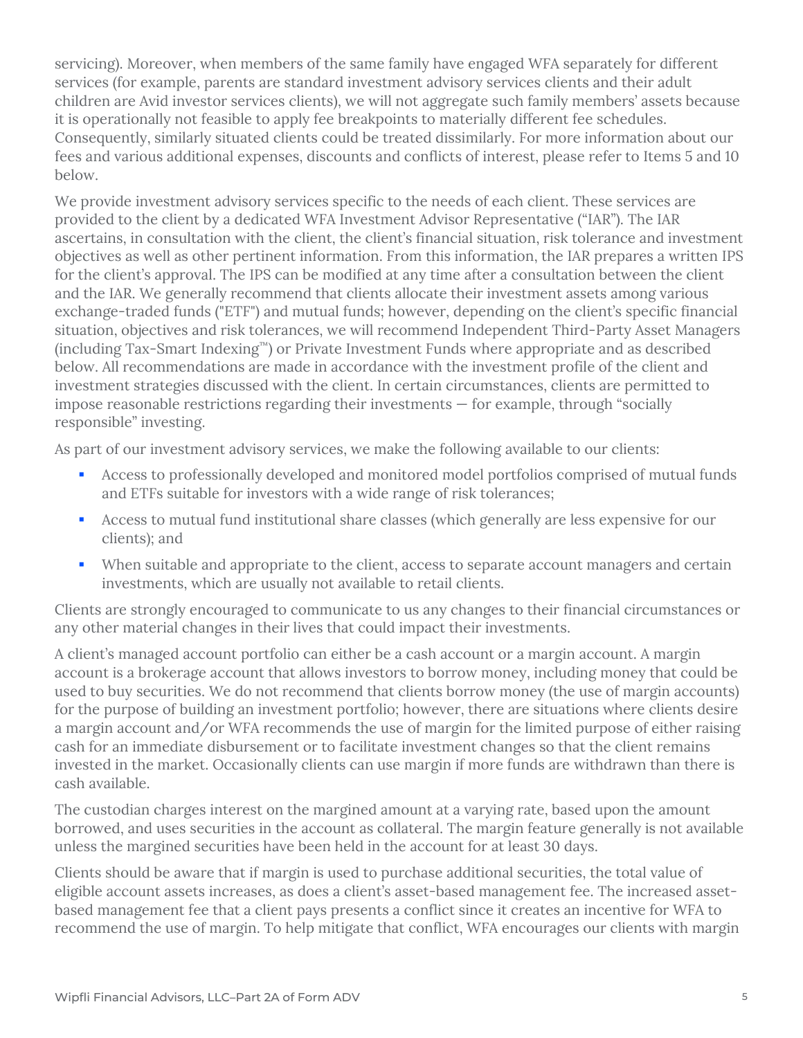servicing). Moreover, when members of the same family have engaged WFA separately for different services (for example, parents are standard investment advisory services clients and their adult children are Avid investor services clients), we will not aggregate such family members' assets because it is operationally not feasible to apply fee breakpoints to materially different fee schedules. Consequently, similarly situated clients could be treated dissimilarly. For more information about our fees and various additional expenses, discounts and conflicts of interest, please refer to Items 5 and 10 below.

We provide investment advisory services specific to the needs of each client. These services are provided to the client by a dedicated WFA Investment Advisor Representative ("IAR"). The IAR ascertains, in consultation with the client, the client's financial situation, risk tolerance and investment objectives as well as other pertinent information. From this information, the IAR prepares a written IPS for the client's approval. The IPS can be modified at any time after a consultation between the client and the IAR. We generally recommend that clients allocate their investment assets among various exchange-traded funds ("ETF") and mutual funds; however, depending on the client's specific financial situation, objectives and risk tolerances, we will recommend Independent Third-Party Asset Managers (including Tax-Smart Indexing™) or Private Investment Funds where appropriate and as described below. All recommendations are made in accordance with the investment profile of the client and investment strategies discussed with the client. In certain circumstances, clients are permitted to impose reasonable restrictions regarding their investments — for example, through "socially responsible" investing.

As part of our investment advisory services, we make the following available to our clients:

- Access to professionally developed and monitored model portfolios comprised of mutual funds and ETFs suitable for investors with a wide range of risk tolerances;
- Access to mutual fund institutional share classes (which generally are less expensive for our clients); and
- When suitable and appropriate to the client, access to separate account managers and certain investments, which are usually not available to retail clients.

Clients are strongly encouraged to communicate to us any changes to their financial circumstances or any other material changes in their lives that could impact their investments.

A client's managed account portfolio can either be a cash account or a margin account. A margin account is a brokerage account that allows investors to borrow money, including money that could be used to buy securities. We do not recommend that clients borrow money (the use of margin accounts) for the purpose of building an investment portfolio; however, there are situations where clients desire a margin account and/or WFA recommends the use of margin for the limited purpose of either raising cash for an immediate disbursement or to facilitate investment changes so that the client remains invested in the market. Occasionally clients can use margin if more funds are withdrawn than there is cash available.

The custodian charges interest on the margined amount at a varying rate, based upon the amount borrowed, and uses securities in the account as collateral. The margin feature generally is not available unless the margined securities have been held in the account for at least 30 days.

Clients should be aware that if margin is used to purchase additional securities, the total value of eligible account assets increases, as does a client's asset-based management fee. The increased asset-based management fee that a client pays presents a conflict since it creates an incentive for WFA to recommend the use of margin. To help mitigate that conflict, WFA encourages our clients with margin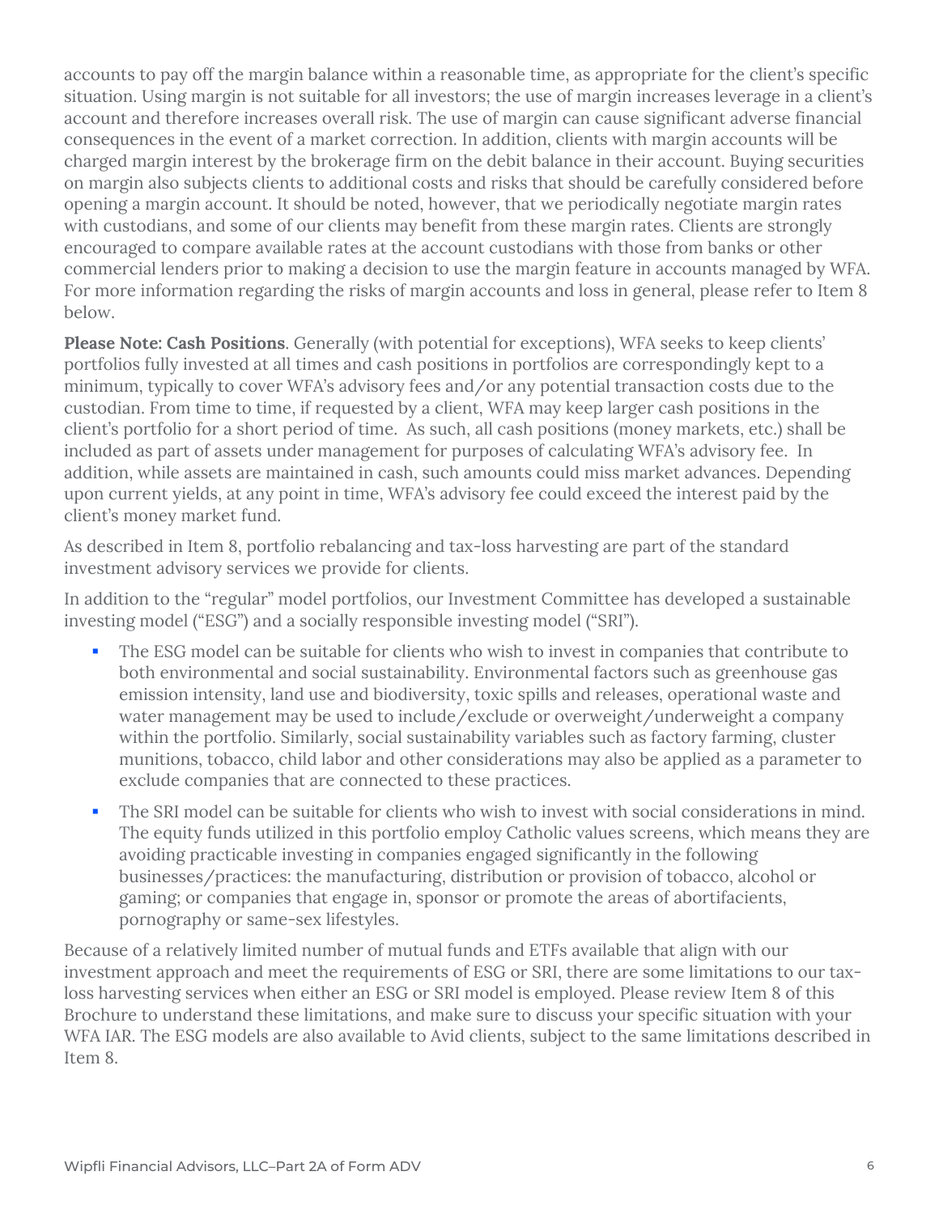accounts to pay off the margin balance within a reasonable time, as appropriate for the client's specific situation. Using margin is not suitable for all investors; the use of margin increases leverage in a client's account and therefore increases overall risk. The use of margin can cause significant adverse financial consequences in the event of a market correction. In addition, clients with margin accounts will be charged margin interest by the brokerage firm on the debit balance in their account. Buying securities on margin also subjects clients to additional costs and risks that should be carefully considered before opening a margin account. It should be noted, however, that we periodically negotiate margin rates with custodians, and some of our clients may benefit from these margin rates. Clients are strongly encouraged to compare available rates at the account custodians with those from banks or other commercial lenders prior to making a decision to use the margin feature in accounts managed by WFA. For more information regarding the risks of margin accounts and loss in general, please refer to Item 8 below.

**Please Note: Cash Positions**. Generally (with potential for exceptions), WFA seeks to keep clients' portfolios fully invested at all times and cash positions in portfolios are correspondingly kept to a minimum, typically to cover WFA's advisory fees and/or any potential transaction costs due to the custodian. From time to time, if requested by a client, WFA may keep larger cash positions in the client's portfolio for a short period of time. As such, all cash positions (money markets, etc.) shall be included as part of assets under management for purposes of calculating WFA's advisory fee. In addition, while assets are maintained in cash, such amounts could miss market advances. Depending upon current yields, at any point in time, WFA's advisory fee could exceed the interest paid by the client's money market fund.

As described in Item 8, portfolio rebalancing and tax-loss harvesting are part of the standard investment advisory services we provide for clients.

In addition to the "regular" model portfolios, our Investment Committee has developed a sustainable investing model ("ESG") and a socially responsible investing model ("SRI").

- The ESG model can be suitable for clients who wish to invest in companies that contribute to both environmental and social sustainability. Environmental factors such as greenhouse gas emission intensity, land use and biodiversity, toxic spills and releases, operational waste and water management may be used to include/exclude or overweight/underweight a company within the portfolio. Similarly, social sustainability variables such as factory farming, cluster munitions, tobacco, child labor and other considerations may also be applied as a parameter to exclude companies that are connected to these practices.
- The SRI model can be suitable for clients who wish to invest with social considerations in mind. The equity funds utilized in this portfolio employ Catholic values screens, which means they are avoiding practicable investing in companies engaged significantly in the following businesses/practices: the manufacturing, distribution or provision of tobacco, alcohol or gaming; or companies that engage in, sponsor or promote the areas of abortifacients, pornography or same-sex lifestyles.

Because of a relatively limited number of mutual funds and ETFs available that align with our investment approach and meet the requirements of ESG or SRI, there are some limitations to our tax-loss harvesting services when either an ESG or SRI model is employed. Please review Item 8 of this Brochure to understand these limitations, and make sure to discuss your specific situation with your WFA IAR. The ESG models are also available to Avid clients, subject to the same limitations described in Item 8.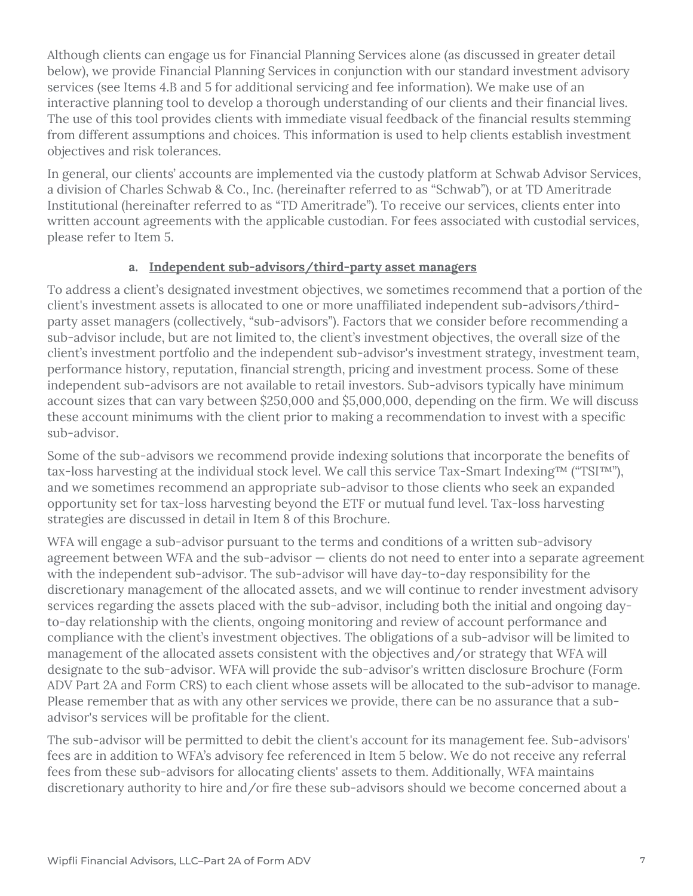Although clients can engage us for Financial Planning Services alone (as discussed in greater detail below), we provide Financial Planning Services in conjunction with our standard investment advisory services (see Items 4.B and 5 for additional servicing and fee information). We make use of an interactive planning tool to develop a thorough understanding of our clients and their financial lives. The use of this tool provides clients with immediate visual feedback of the financial results stemming from different assumptions and choices. This information is used to help clients establish investment objectives and risk tolerances.

In general, our clients' accounts are implemented via the custody platform at Schwab Advisor Services, a division of Charles Schwab & Co., Inc. (hereinafter referred to as "Schwab"), or at TD Ameritrade Institutional (hereinafter referred to as "TD Ameritrade"). To receive our services, clients enter into written account agreements with the applicable custodian. For fees associated with custodial services, please refer to Item 5.

### a. Independent sub-advisors/third-party asset managers

To address a client's designated investment objectives, we sometimes recommend that a portion of the client's investment assets is allocated to one or more unaffiliated independent sub-advisors/third-party asset managers (collectively, "sub-advisors"). Factors that we consider before recommending a sub-advisor include, but are not limited to, the client's investment objectives, the overall size of the client's investment portfolio and the independent sub-advisor's investment strategy, investment team, performance history, reputation, financial strength, pricing and investment process. Some of these independent sub-advisors are not available to retail investors. Sub-advisors typically have minimum account sizes that can vary between $250,000 and $5,000,000, depending on the firm. We will discuss these account minimums with the client prior to making a recommendation to invest with a specific sub-advisor.

Some of the sub-advisors we recommend provide indexing solutions that incorporate the benefits of tax-loss harvesting at the individual stock level. We call this service Tax-Smart Indexing™ ("TSI™"), and we sometimes recommend an appropriate sub-advisor to those clients who seek an expanded opportunity set for tax-loss harvesting beyond the ETF or mutual fund level. Tax-loss harvesting strategies are discussed in detail in Item 8 of this Brochure.

WFA will engage a sub-advisor pursuant to the terms and conditions of a written sub-advisory agreement between WFA and the sub-advisor — clients do not need to enter into a separate agreement with the independent sub-advisor. The sub-advisor will have day-to-day responsibility for the discretionary management of the allocated assets, and we will continue to render investment advisory services regarding the assets placed with the sub-advisor, including both the initial and ongoing day-to-day relationship with the clients, ongoing monitoring and review of account performance and compliance with the client's investment objectives. The obligations of a sub-advisor will be limited to management of the allocated assets consistent with the objectives and/or strategy that WFA will designate to the sub-advisor. WFA will provide the sub-advisor's written disclosure Brochure (Form ADV Part 2A and Form CRS) to each client whose assets will be allocated to the sub-advisor to manage. Please remember that as with any other services we provide, there can be no assurance that a sub-advisor's services will be profitable for the client.

The sub-advisor will be permitted to debit the client's account for its management fee. Sub-advisors' fees are in addition to WFA's advisory fee referenced in Item 5 below. We do not receive any referral fees from these sub-advisors for allocating clients' assets to them. Additionally, WFA maintains discretionary authority to hire and/or fire these sub-advisors should we become concerned about a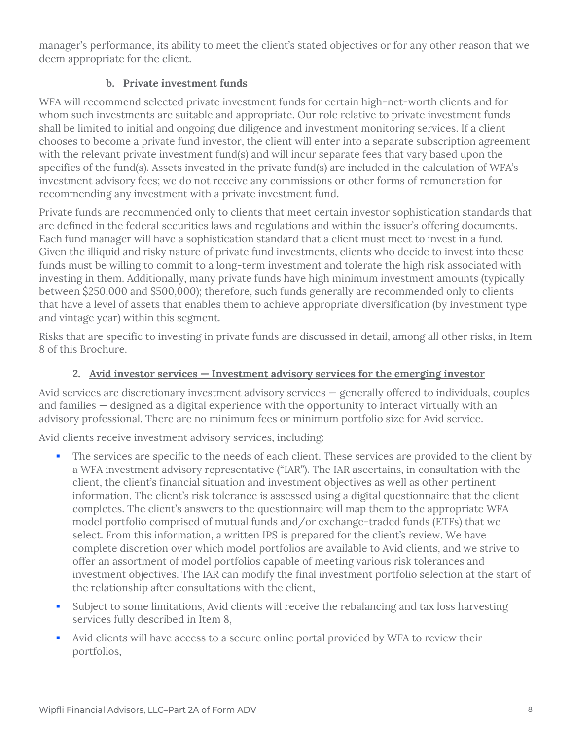manager's performance, its ability to meet the client's stated objectives or for any other reason that we deem appropriate for the client.

#### b. Private investment funds

WFA will recommend selected private investment funds for certain high-net-worth clients and for whom such investments are suitable and appropriate. Our role relative to private investment funds shall be limited to initial and ongoing due diligence and investment monitoring services. If a client chooses to become a private fund investor, the client will enter into a separate subscription agreement with the relevant private investment fund(s) and will incur separate fees that vary based upon the specifics of the fund(s). Assets invested in the private fund(s) are included in the calculation of WFA's investment advisory fees; we do not receive any commissions or other forms of remuneration for recommending any investment with a private investment fund.

Private funds are recommended only to clients that meet certain investor sophistication standards that are defined in the federal securities laws and regulations and within the issuer's offering documents. Each fund manager will have a sophistication standard that a client must meet to invest in a fund. Given the illiquid and risky nature of private fund investments, clients who decide to invest into these funds must be willing to commit to a long-term investment and tolerate the high risk associated with investing in them. Additionally, many private funds have high minimum investment amounts (typically between $250,000 and $500,000); therefore, such funds generally are recommended only to clients that have a level of assets that enables them to achieve appropriate diversification (by investment type and vintage year) within this segment.

Risks that are specific to investing in private funds are discussed in detail, among all other risks, in Item 8 of this Brochure.

### 2. Avid investor services — Investment advisory services for the emerging investor

Avid services are discretionary investment advisory services — generally offered to individuals, couples and families — designed as a digital experience with the opportunity to interact virtually with an advisory professional. There are no minimum fees or minimum portfolio size for Avid service.

Avid clients receive investment advisory services, including:

- The services are specific to the needs of each client. These services are provided to the client by a WFA investment advisory representative ("IAR"). The IAR ascertains, in consultation with the client, the client's financial situation and investment objectives as well as other pertinent information. The client's risk tolerance is assessed using a digital questionnaire that the client completes. The client's answers to the questionnaire will map them to the appropriate WFA model portfolio comprised of mutual funds and/or exchange-traded funds (ETFs) that we select. From this information, a written IPS is prepared for the client's review. We have complete discretion over which model portfolios are available to Avid clients, and we strive to offer an assortment of model portfolios capable of meeting various risk tolerances and investment objectives. The IAR can modify the final investment portfolio selection at the start of the relationship after consultations with the client,
- Subject to some limitations, Avid clients will receive the rebalancing and tax loss harvesting services fully described in Item 8,
- Avid clients will have access to a secure online portal provided by WFA to review their portfolios,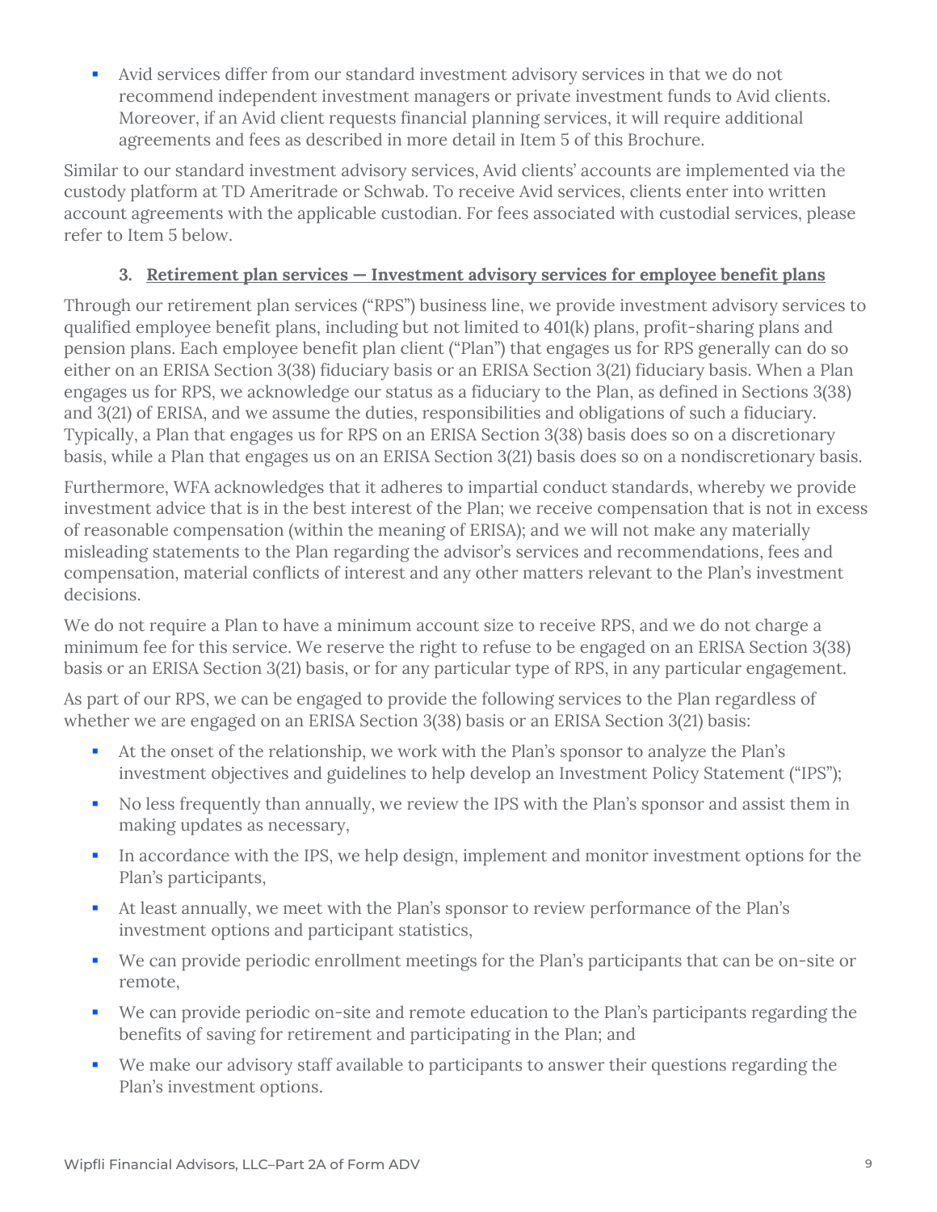- Avid services differ from our standard investment advisory services in that we do not recommend independent investment managers or private investment funds to Avid clients. Moreover, if an Avid client requests financial planning services, it will require additional agreements and fees as described in more detail in Item 5 of this Brochure.

Similar to our standard investment advisory services, Avid clients' accounts are implemented via the custody platform at TD Ameritrade or Schwab. To receive Avid services, clients enter into written account agreements with the applicable custodian. For fees associated with custodial services, please refer to Item 5 below.

### 3. Retirement plan services — Investment advisory services for employee benefit plans

Through our retirement plan services ("RPS") business line, we provide investment advisory services to qualified employee benefit plans, including but not limited to 401(k) plans, profit-sharing plans and pension plans. Each employee benefit plan client ("Plan") that engages us for RPS generally can do so either on an ERISA Section 3(38) fiduciary basis or an ERISA Section 3(21) fiduciary basis. When a Plan engages us for RPS, we acknowledge our status as a fiduciary to the Plan, as defined in Sections 3(38) and 3(21) of ERISA, and we assume the duties, responsibilities and obligations of such a fiduciary. Typically, a Plan that engages us for RPS on an ERISA Section 3(38) basis does so on a discretionary basis, while a Plan that engages us on an ERISA Section 3(21) basis does so on a nondiscretionary basis.

Furthermore, WFA acknowledges that it adheres to impartial conduct standards, whereby we provide investment advice that is in the best interest of the Plan; we receive compensation that is not in excess of reasonable compensation (within the meaning of ERISA); and we will not make any materially misleading statements to the Plan regarding the advisor's services and recommendations, fees and compensation, material conflicts of interest and any other matters relevant to the Plan's investment decisions.

We do not require a Plan to have a minimum account size to receive RPS, and we do not charge a minimum fee for this service. We reserve the right to refuse to be engaged on an ERISA Section 3(38) basis or an ERISA Section 3(21) basis, or for any particular type of RPS, in any particular engagement.

As part of our RPS, we can be engaged to provide the following services to the Plan regardless of whether we are engaged on an ERISA Section 3(38) basis or an ERISA Section 3(21) basis:

- At the onset of the relationship, we work with the Plan's sponsor to analyze the Plan's investment objectives and guidelines to help develop an Investment Policy Statement ("IPS");
- No less frequently than annually, we review the IPS with the Plan's sponsor and assist them in making updates as necessary,
- In accordance with the IPS, we help design, implement and monitor investment options for the Plan's participants,
- At least annually, we meet with the Plan's sponsor to review performance of the Plan's investment options and participant statistics,
- We can provide periodic enrollment meetings for the Plan's participants that can be on-site or remote,
- We can provide periodic on-site and remote education to the Plan's participants regarding the benefits of saving for retirement and participating in the Plan; and
- We make our advisory staff available to participants to answer their questions regarding the Plan's investment options.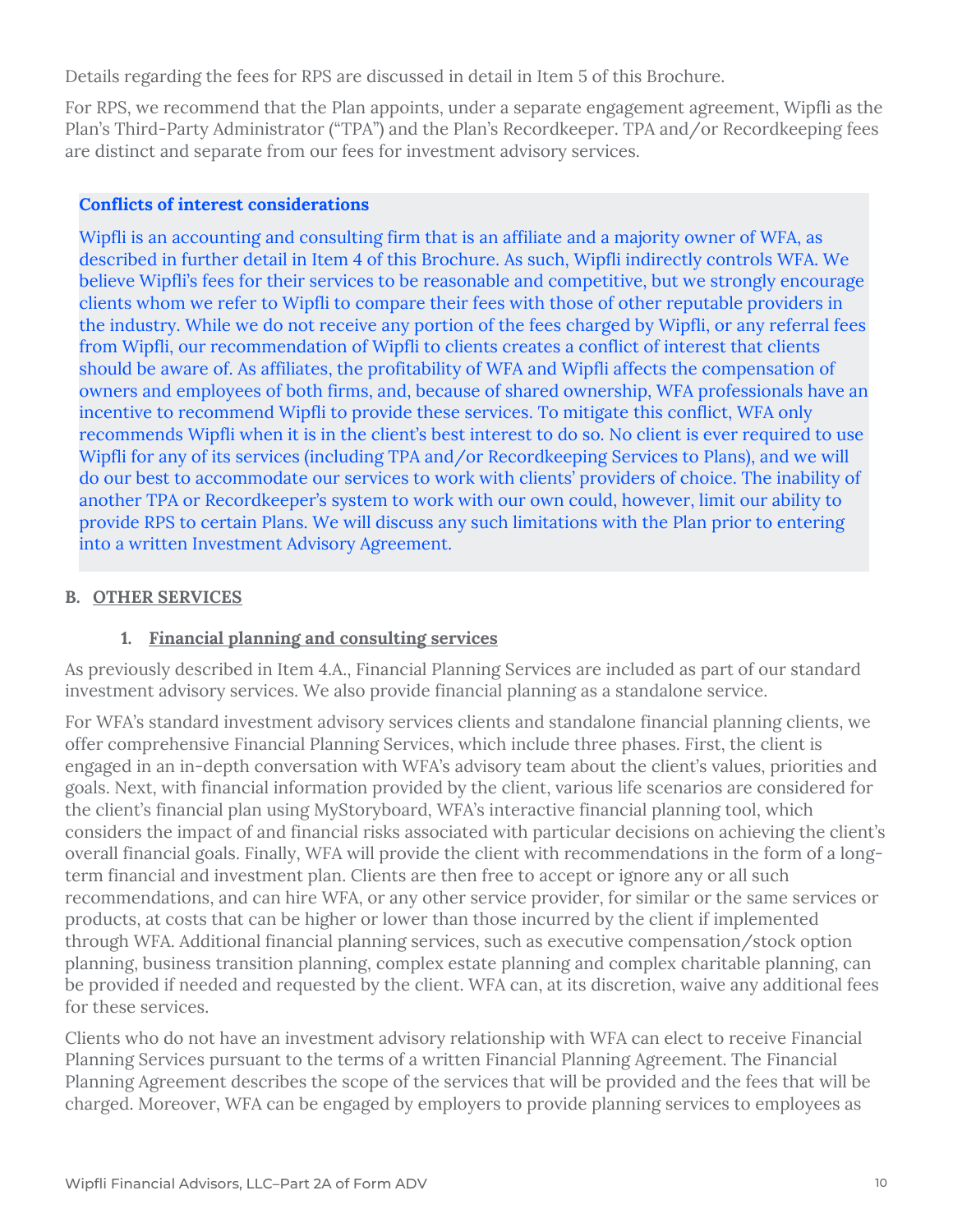Details regarding the fees for RPS are discussed in detail in Item 5 of this Brochure.

For RPS, we recommend that the Plan appoints, under a separate engagement agreement, Wipfli as the Plan's Third-Party Administrator ("TPA") and the Plan's Recordkeeper. TPA and/or Recordkeeping fees are distinct and separate from our fees for investment advisory services.

**Conflicts of interest considerations**

Wipfli is an accounting and consulting firm that is an affiliate and a majority owner of WFA, as described in further detail in Item 4 of this Brochure. As such, Wipfli indirectly controls WFA. We believe Wipfli's fees for their services to be reasonable and competitive, but we strongly encourage clients whom we refer to Wipfli to compare their fees with those of other reputable providers in the industry. While we do not receive any portion of the fees charged by Wipfli, or any referral fees from Wipfli, our recommendation of Wipfli to clients creates a conflict of interest that clients should be aware of. As affiliates, the profitability of WFA and Wipfli affects the compensation of owners and employees of both firms, and, because of shared ownership, WFA professionals have an incentive to recommend Wipfli to provide these services. To mitigate this conflict, WFA only recommends Wipfli when it is in the client's best interest to do so. No client is ever required to use Wipfli for any of its services (including TPA and/or Recordkeeping Services to Plans), and we will do our best to accommodate our services to work with clients' providers of choice. The inability of another TPA or Recordkeeper's system to work with our own could, however, limit our ability to provide RPS to certain Plans. We will discuss any such limitations with the Plan prior to entering into a written Investment Advisory Agreement.

## B. OTHER SERVICES

### 1. Financial planning and consulting services

As previously described in Item 4.A., Financial Planning Services are included as part of our standard investment advisory services. We also provide financial planning as a standalone service.

For WFA's standard investment advisory services clients and standalone financial planning clients, we offer comprehensive Financial Planning Services, which include three phases. First, the client is engaged in an in-depth conversation with WFA's advisory team about the client's values, priorities and goals. Next, with financial information provided by the client, various life scenarios are considered for the client's financial plan using MyStoryboard, WFA's interactive financial planning tool, which considers the impact of and financial risks associated with particular decisions on achieving the client's overall financial goals. Finally, WFA will provide the client with recommendations in the form of a long-term financial and investment plan. Clients are then free to accept or ignore any or all such recommendations, and can hire WFA, or any other service provider, for similar or the same services or products, at costs that can be higher or lower than those incurred by the client if implemented through WFA. Additional financial planning services, such as executive compensation/stock option planning, business transition planning, complex estate planning and complex charitable planning, can be provided if needed and requested by the client. WFA can, at its discretion, waive any additional fees for these services.

Clients who do not have an investment advisory relationship with WFA can elect to receive Financial Planning Services pursuant to the terms of a written Financial Planning Agreement. The Financial Planning Agreement describes the scope of the services that will be provided and the fees that will be charged. Moreover, WFA can be engaged by employers to provide planning services to employees as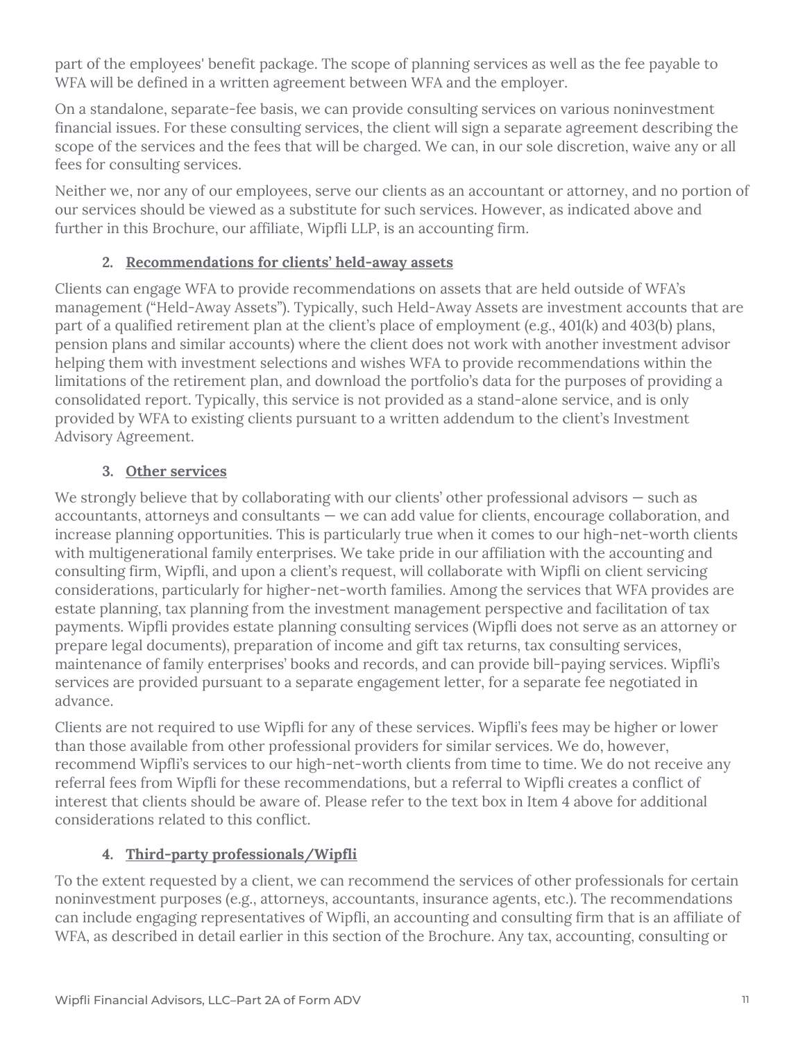part of the employees' benefit package. The scope of planning services as well as the fee payable to WFA will be defined in a written agreement between WFA and the employer.

On a standalone, separate-fee basis, we can provide consulting services on various noninvestment financial issues. For these consulting services, the client will sign a separate agreement describing the scope of the services and the fees that will be charged. We can, in our sole discretion, waive any or all fees for consulting services.

Neither we, nor any of our employees, serve our clients as an accountant or attorney, and no portion of our services should be viewed as a substitute for such services. However, as indicated above and further in this Brochure, our affiliate, Wipfli LLP, is an accounting firm.

#### 2. Recommendations for clients' held-away assets

Clients can engage WFA to provide recommendations on assets that are held outside of WFA's management ("Held-Away Assets"). Typically, such Held-Away Assets are investment accounts that are part of a qualified retirement plan at the client's place of employment (e.g., 401(k) and 403(b) plans, pension plans and similar accounts) where the client does not work with another investment advisor helping them with investment selections and wishes WFA to provide recommendations within the limitations of the retirement plan, and download the portfolio's data for the purposes of providing a consolidated report. Typically, this service is not provided as a stand-alone service, and is only provided by WFA to existing clients pursuant to a written addendum to the client's Investment Advisory Agreement.

#### 3. Other services

We strongly believe that by collaborating with our clients' other professional advisors — such as accountants, attorneys and consultants — we can add value for clients, encourage collaboration, and increase planning opportunities. This is particularly true when it comes to our high-net-worth clients with multigenerational family enterprises. We take pride in our affiliation with the accounting and consulting firm, Wipfli, and upon a client's request, will collaborate with Wipfli on client servicing considerations, particularly for higher-net-worth families. Among the services that WFA provides are estate planning, tax planning from the investment management perspective and facilitation of tax payments. Wipfli provides estate planning consulting services (Wipfli does not serve as an attorney or prepare legal documents), preparation of income and gift tax returns, tax consulting services, maintenance of family enterprises' books and records, and can provide bill-paying services. Wipfli's services are provided pursuant to a separate engagement letter, for a separate fee negotiated in advance.

Clients are not required to use Wipfli for any of these services. Wipfli's fees may be higher or lower than those available from other professional providers for similar services. We do, however, recommend Wipfli's services to our high-net-worth clients from time to time. We do not receive any referral fees from Wipfli for these recommendations, but a referral to Wipfli creates a conflict of interest that clients should be aware of. Please refer to the text box in Item 4 above for additional considerations related to this conflict.

#### 4. Third-party professionals/Wipfli

To the extent requested by a client, we can recommend the services of other professionals for certain noninvestment purposes (e.g., attorneys, accountants, insurance agents, etc.). The recommendations can include engaging representatives of Wipfli, an accounting and consulting firm that is an affiliate of WFA, as described in detail earlier in this section of the Brochure. Any tax, accounting, consulting or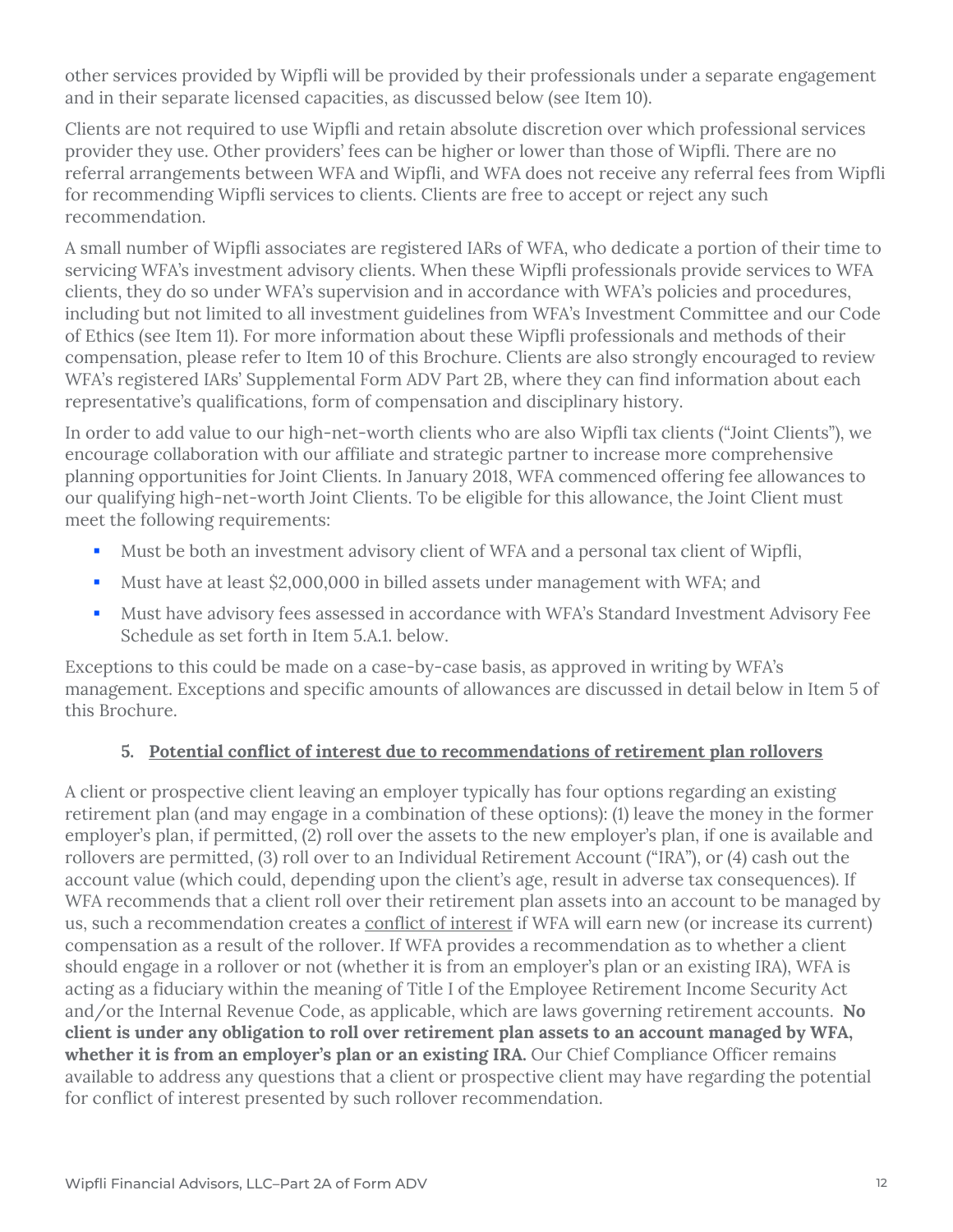other services provided by Wipfli will be provided by their professionals under a separate engagement and in their separate licensed capacities, as discussed below (see Item 10).

Clients are not required to use Wipfli and retain absolute discretion over which professional services provider they use. Other providers' fees can be higher or lower than those of Wipfli. There are no referral arrangements between WFA and Wipfli, and WFA does not receive any referral fees from Wipfli for recommending Wipfli services to clients. Clients are free to accept or reject any such recommendation.

A small number of Wipfli associates are registered IARs of WFA, who dedicate a portion of their time to servicing WFA's investment advisory clients. When these Wipfli professionals provide services to WFA clients, they do so under WFA's supervision and in accordance with WFA's policies and procedures, including but not limited to all investment guidelines from WFA's Investment Committee and our Code of Ethics (see Item 11). For more information about these Wipfli professionals and methods of their compensation, please refer to Item 10 of this Brochure. Clients are also strongly encouraged to review WFA's registered IARs' Supplemental Form ADV Part 2B, where they can find information about each representative's qualifications, form of compensation and disciplinary history.

In order to add value to our high-net-worth clients who are also Wipfli tax clients ("Joint Clients"), we encourage collaboration with our affiliate and strategic partner to increase more comprehensive planning opportunities for Joint Clients. In January 2018, WFA commenced offering fee allowances to our qualifying high-net-worth Joint Clients. To be eligible for this allowance, the Joint Client must meet the following requirements:

- Must be both an investment advisory client of WFA and a personal tax client of Wipfli,
- Must have at least $2,000,000 in billed assets under management with WFA; and
- Must have advisory fees assessed in accordance with WFA's Standard Investment Advisory Fee Schedule as set forth in Item 5.A.1. below.

Exceptions to this could be made on a case-by-case basis, as approved in writing by WFA's management. Exceptions and specific amounts of allowances are discussed in detail below in Item 5 of this Brochure.

### 5. Potential conflict of interest due to recommendations of retirement plan rollovers

A client or prospective client leaving an employer typically has four options regarding an existing retirement plan (and may engage in a combination of these options): (1) leave the money in the former employer's plan, if permitted, (2) roll over the assets to the new employer's plan, if one is available and rollovers are permitted, (3) roll over to an Individual Retirement Account ("IRA"), or (4) cash out the account value (which could, depending upon the client's age, result in adverse tax consequences). If WFA recommends that a client roll over their retirement plan assets into an account to be managed by us, such a recommendation creates a conflict of interest if WFA will earn new (or increase its current) compensation as a result of the rollover. If WFA provides a recommendation as to whether a client should engage in a rollover or not (whether it is from an employer's plan or an existing IRA), WFA is acting as a fiduciary within the meaning of Title I of the Employee Retirement Income Security Act and/or the Internal Revenue Code, as applicable, which are laws governing retirement accounts. **No client is under any obligation to roll over retirement plan assets to an account managed by WFA, whether it is from an employer's plan or an existing IRA.** Our Chief Compliance Officer remains available to address any questions that a client or prospective client may have regarding the potential for conflict of interest presented by such rollover recommendation.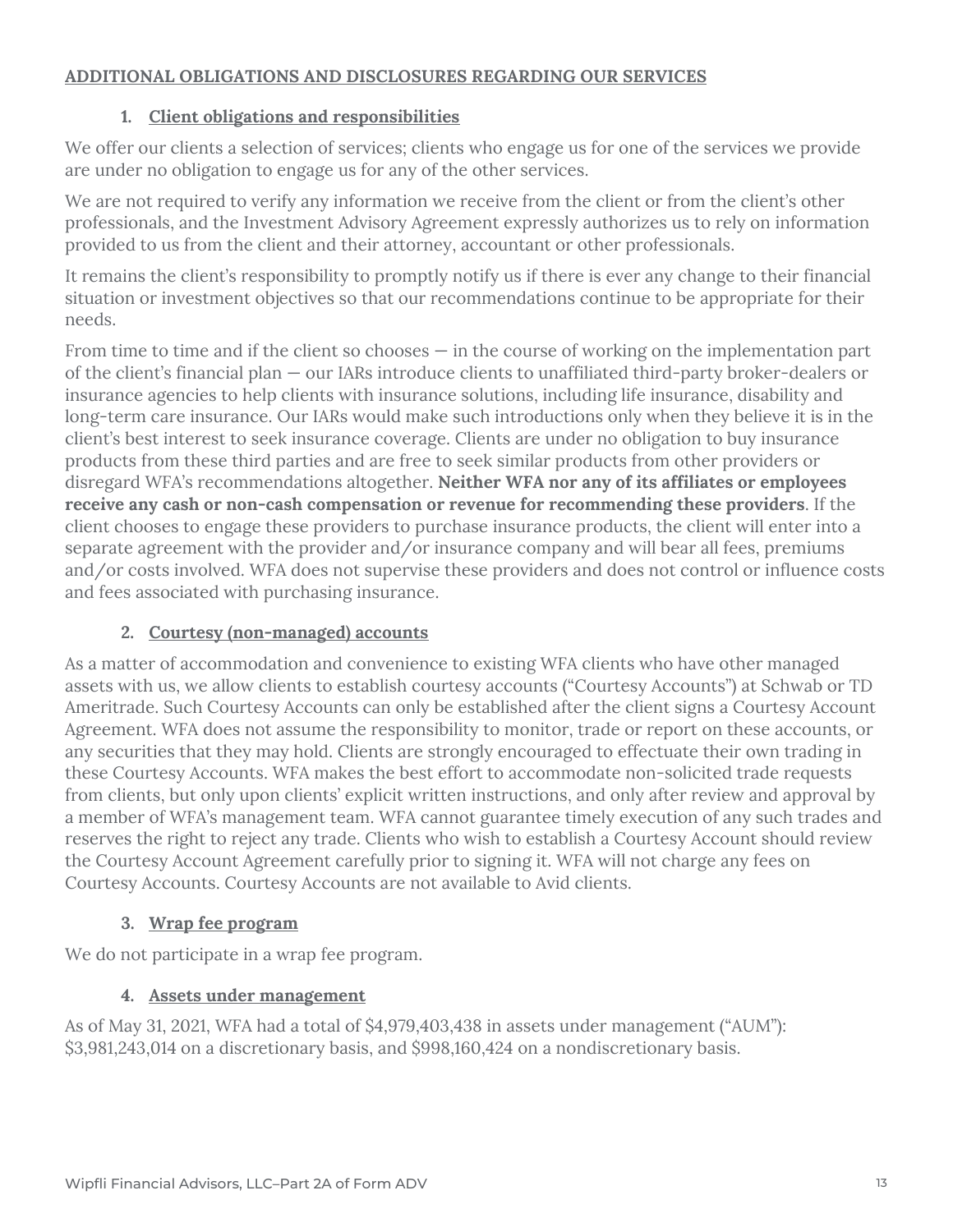## ADDITIONAL OBLIGATIONS AND DISCLOSURES REGARDING OUR SERVICES

### 1. Client obligations and responsibilities

We offer our clients a selection of services; clients who engage us for one of the services we provide are under no obligation to engage us for any of the other services.

We are not required to verify any information we receive from the client or from the client's other professionals, and the Investment Advisory Agreement expressly authorizes us to rely on information provided to us from the client and their attorney, accountant or other professionals.

It remains the client's responsibility to promptly notify us if there is ever any change to their financial situation or investment objectives so that our recommendations continue to be appropriate for their needs.

From time to time and if the client so chooses — in the course of working on the implementation part of the client's financial plan — our IARs introduce clients to unaffiliated third-party broker-dealers or insurance agencies to help clients with insurance solutions, including life insurance, disability and long-term care insurance. Our IARs would make such introductions only when they believe it is in the client's best interest to seek insurance coverage. Clients are under no obligation to buy insurance products from these third parties and are free to seek similar products from other providers or disregard WFA's recommendations altogether. **Neither WFA nor any of its affiliates or employees receive any cash or non-cash compensation or revenue for recommending these providers**. If the client chooses to engage these providers to purchase insurance products, the client will enter into a separate agreement with the provider and/or insurance company and will bear all fees, premiums and/or costs involved. WFA does not supervise these providers and does not control or influence costs and fees associated with purchasing insurance.

### 2. Courtesy (non-managed) accounts

As a matter of accommodation and convenience to existing WFA clients who have other managed assets with us, we allow clients to establish courtesy accounts ("Courtesy Accounts") at Schwab or TD Ameritrade. Such Courtesy Accounts can only be established after the client signs a Courtesy Account Agreement. WFA does not assume the responsibility to monitor, trade or report on these accounts, or any securities that they may hold. Clients are strongly encouraged to effectuate their own trading in these Courtesy Accounts. WFA makes the best effort to accommodate non-solicited trade requests from clients, but only upon clients' explicit written instructions, and only after review and approval by a member of WFA's management team. WFA cannot guarantee timely execution of any such trades and reserves the right to reject any trade. Clients who wish to establish a Courtesy Account should review the Courtesy Account Agreement carefully prior to signing it. WFA will not charge any fees on Courtesy Accounts. Courtesy Accounts are not available to Avid clients.

### 3. Wrap fee program

We do not participate in a wrap fee program.

### 4. Assets under management

As of May 31, 2021, WFA had a total of $4,979,403,438 in assets under management ("AUM"): $3,981,243,014 on a discretionary basis, and $998,160,424 on a nondiscretionary basis.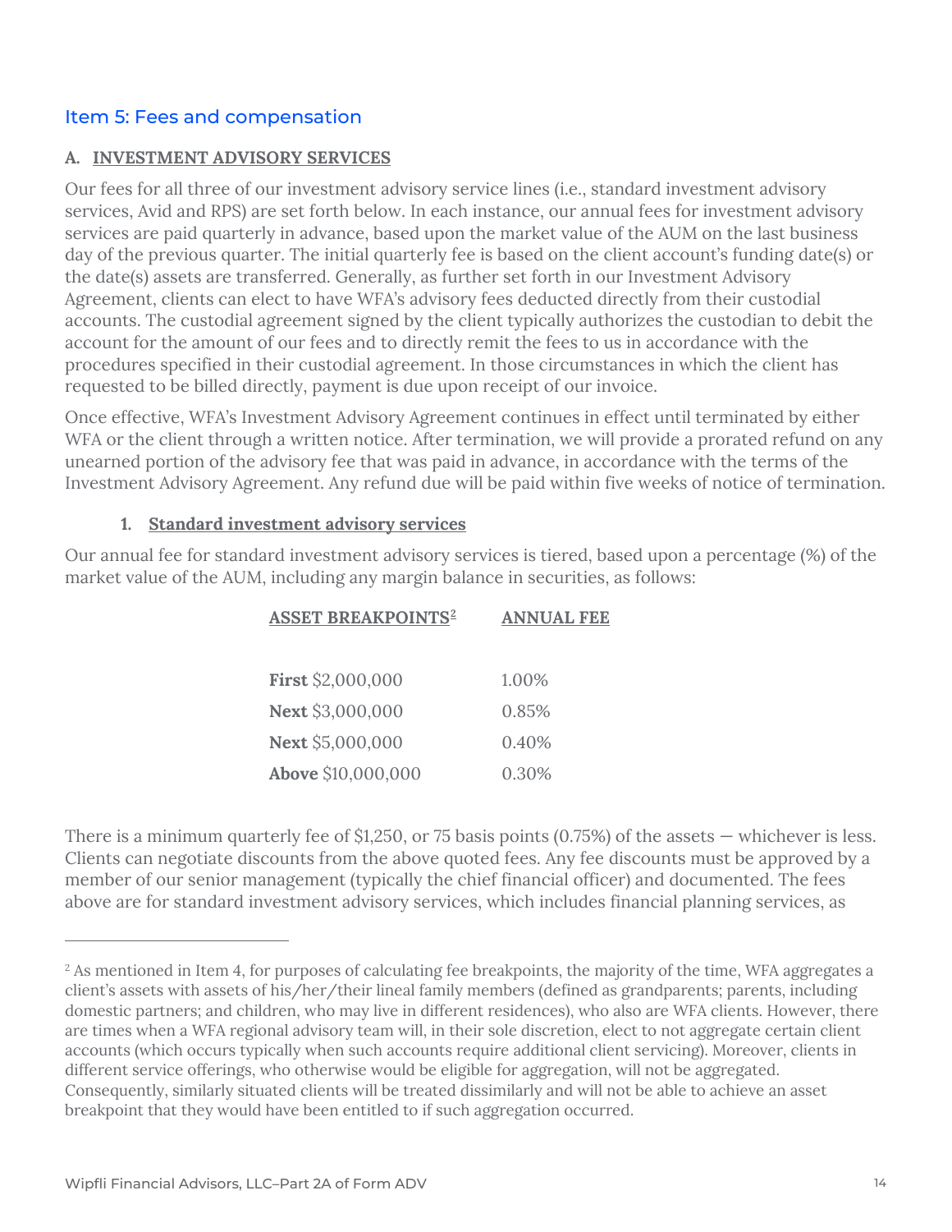## Item 5: Fees and compensation

### A. INVESTMENT ADVISORY SERVICES

Our fees for all three of our investment advisory service lines (i.e., standard investment advisory services, Avid and RPS) are set forth below. In each instance, our annual fees for investment advisory services are paid quarterly in advance, based upon the market value of the AUM on the last business day of the previous quarter. The initial quarterly fee is based on the client account's funding date(s) or the date(s) assets are transferred. Generally, as further set forth in our Investment Advisory Agreement, clients can elect to have WFA's advisory fees deducted directly from their custodial accounts. The custodial agreement signed by the client typically authorizes the custodian to debit the account for the amount of our fees and to directly remit the fees to us in accordance with the procedures specified in their custodial agreement. In those circumstances in which the client has requested to be billed directly, payment is due upon receipt of our invoice.

Once effective, WFA's Investment Advisory Agreement continues in effect until terminated by either WFA or the client through a written notice. After termination, we will provide a prorated refund on any unearned portion of the advisory fee that was paid in advance, in accordance with the terms of the Investment Advisory Agreement. Any refund due will be paid within five weeks of notice of termination.

#### 1. Standard investment advisory services

Our annual fee for standard investment advisory services is tiered, based upon a percentage (%) of the market value of the AUM, including any margin balance in securities, as follows:

| ASSET BREAKPOINTS[2] | ANNUAL FEE |
|---|---|
| **First** $2,000,000 | 1.00% |
| **Next** $3,000,000 | 0.85% |
| **Next** $5,000,000 | 0.40% |
| **Above** $10,000,000 | 0.30% |

There is a minimum quarterly fee of $1,250, or 75 basis points (0.75%) of the assets — whichever is less. Clients can negotiate discounts from the above quoted fees. Any fee discounts must be approved by a member of our senior management (typically the chief financial officer) and documented. The fees above are for standard investment advisory services, which includes financial planning services, as

---

[2] As mentioned in Item 4, for purposes of calculating fee breakpoints, the majority of the time, WFA aggregates a client's assets with assets of his/her/their lineal family members (defined as grandparents; parents, including domestic partners; and children, who may live in different residences), who also are WFA clients. However, there are times when a WFA regional advisory team will, in their sole discretion, elect to not aggregate certain client accounts (which occurs typically when such accounts require additional client servicing). Moreover, clients in different service offerings, who otherwise would be eligible for aggregation, will not be aggregated. Consequently, similarly situated clients will be treated dissimilarly and will not be able to achieve an asset breakpoint that they would have been entitled to if such aggregation occurred.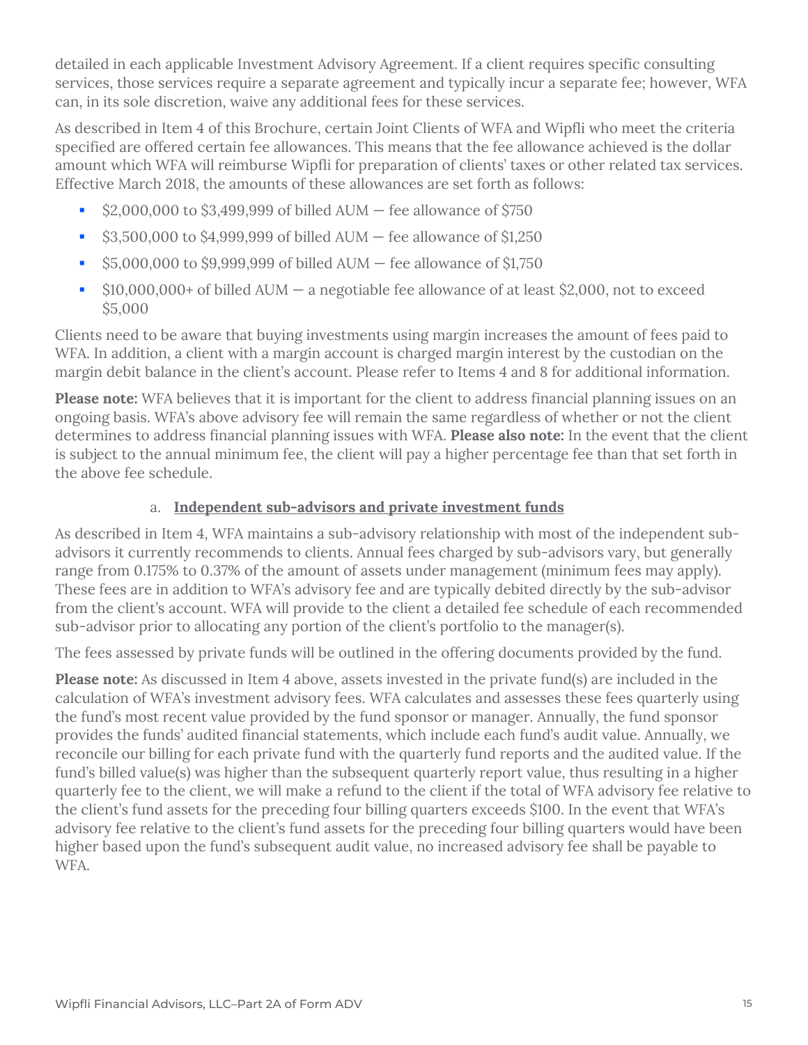detailed in each applicable Investment Advisory Agreement. If a client requires specific consulting services, those services require a separate agreement and typically incur a separate fee; however, WFA can, in its sole discretion, waive any additional fees for these services.

As described in Item 4 of this Brochure, certain Joint Clients of WFA and Wipfli who meet the criteria specified are offered certain fee allowances. This means that the fee allowance achieved is the dollar amount which WFA will reimburse Wipfli for preparation of clients' taxes or other related tax services. Effective March 2018, the amounts of these allowances are set forth as follows:

- $2,000,000 to $3,499,999 of billed AUM — fee allowance of $750
- $3,500,000 to $4,999,999 of billed AUM — fee allowance of $1,250
- $5,000,000 to $9,999,999 of billed AUM — fee allowance of $1,750
- $10,000,000+ of billed AUM — a negotiable fee allowance of at least $2,000, not to exceed $5,000

Clients need to be aware that buying investments using margin increases the amount of fees paid to WFA. In addition, a client with a margin account is charged margin interest by the custodian on the margin debit balance in the client's account. Please refer to Items 4 and 8 for additional information.

**Please note:** WFA believes that it is important for the client to address financial planning issues on an ongoing basis. WFA's above advisory fee will remain the same regardless of whether or not the client determines to address financial planning issues with WFA. **Please also note:** In the event that the client is subject to the annual minimum fee, the client will pay a higher percentage fee than that set forth in the above fee schedule.

### a. Independent sub-advisors and private investment funds

As described in Item 4, WFA maintains a sub-advisory relationship with most of the independent sub-advisors it currently recommends to clients. Annual fees charged by sub-advisors vary, but generally range from 0.175% to 0.37% of the amount of assets under management (minimum fees may apply). These fees are in addition to WFA's advisory fee and are typically debited directly by the sub-advisor from the client's account. WFA will provide to the client a detailed fee schedule of each recommended sub-advisor prior to allocating any portion of the client's portfolio to the manager(s).

The fees assessed by private funds will be outlined in the offering documents provided by the fund.

**Please note:** As discussed in Item 4 above, assets invested in the private fund(s) are included in the calculation of WFA's investment advisory fees. WFA calculates and assesses these fees quarterly using the fund's most recent value provided by the fund sponsor or manager. Annually, the fund sponsor provides the funds' audited financial statements, which include each fund's audit value. Annually, we reconcile our billing for each private fund with the quarterly fund reports and the audited value. If the fund's billed value(s) was higher than the subsequent quarterly report value, thus resulting in a higher quarterly fee to the client, we will make a refund to the client if the total of WFA advisory fee relative to the client's fund assets for the preceding four billing quarters exceeds $100. In the event that WFA's advisory fee relative to the client's fund assets for the preceding four billing quarters would have been higher based upon the fund's subsequent audit value, no increased advisory fee shall be payable to WFA.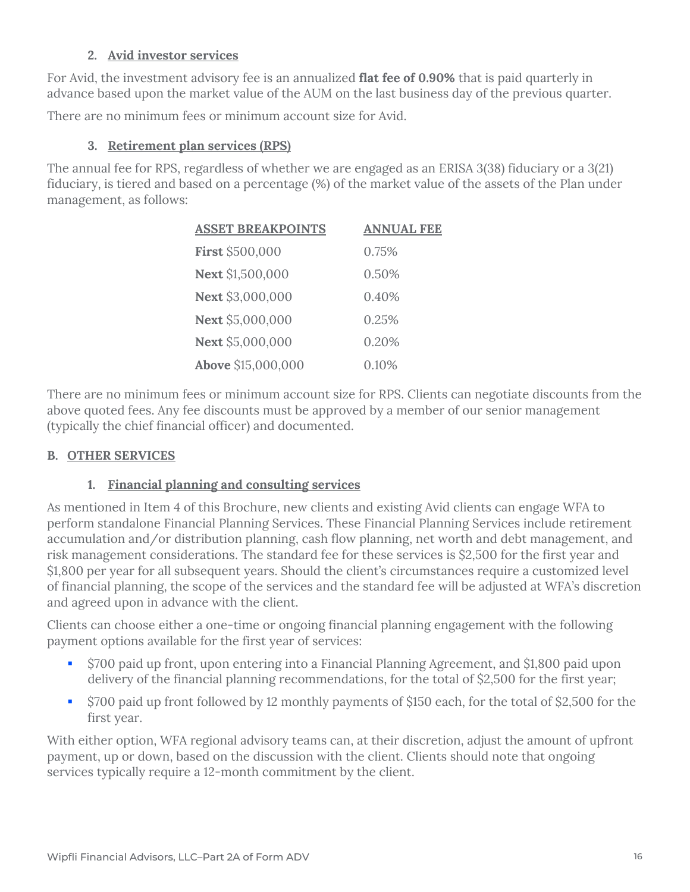### 2. Avid investor services

For Avid, the investment advisory fee is an annualized **flat fee of 0.90%** that is paid quarterly in advance based upon the market value of the AUM on the last business day of the previous quarter.

There are no minimum fees or minimum account size for Avid.

### 3. Retirement plan services (RPS)

The annual fee for RPS, regardless of whether we are engaged as an ERISA 3(38) fiduciary or a 3(21) fiduciary, is tiered and based on a percentage (%) of the market value of the assets of the Plan under management, as follows:

| ASSET BREAKPOINTS | ANNUAL FEE |
|---|---|
| **First** $500,000 | 0.75% |
| **Next** $1,500,000 | 0.50% |
| **Next** $3,000,000 | 0.40% |
| **Next** $5,000,000 | 0.25% |
| **Next** $5,000,000 | 0.20% |
| **Above** $15,000,000 | 0.10% |

There are no minimum fees or minimum account size for RPS. Clients can negotiate discounts from the above quoted fees. Any fee discounts must be approved by a member of our senior management (typically the chief financial officer) and documented.

## B. OTHER SERVICES

### 1. Financial planning and consulting services

As mentioned in Item 4 of this Brochure, new clients and existing Avid clients can engage WFA to perform standalone Financial Planning Services. These Financial Planning Services include retirement accumulation and/or distribution planning, cash flow planning, net worth and debt management, and risk management considerations. The standard fee for these services is $2,500 for the first year and $1,800 per year for all subsequent years. Should the client's circumstances require a customized level of financial planning, the scope of the services and the standard fee will be adjusted at WFA's discretion and agreed upon in advance with the client.

Clients can choose either a one-time or ongoing financial planning engagement with the following payment options available for the first year of services:

- $700 paid up front, upon entering into a Financial Planning Agreement, and $1,800 paid upon delivery of the financial planning recommendations, for the total of $2,500 for the first year;
- $700 paid up front followed by 12 monthly payments of $150 each, for the total of $2,500 for the first year.

With either option, WFA regional advisory teams can, at their discretion, adjust the amount of upfront payment, up or down, based on the discussion with the client. Clients should note that ongoing services typically require a 12-month commitment by the client.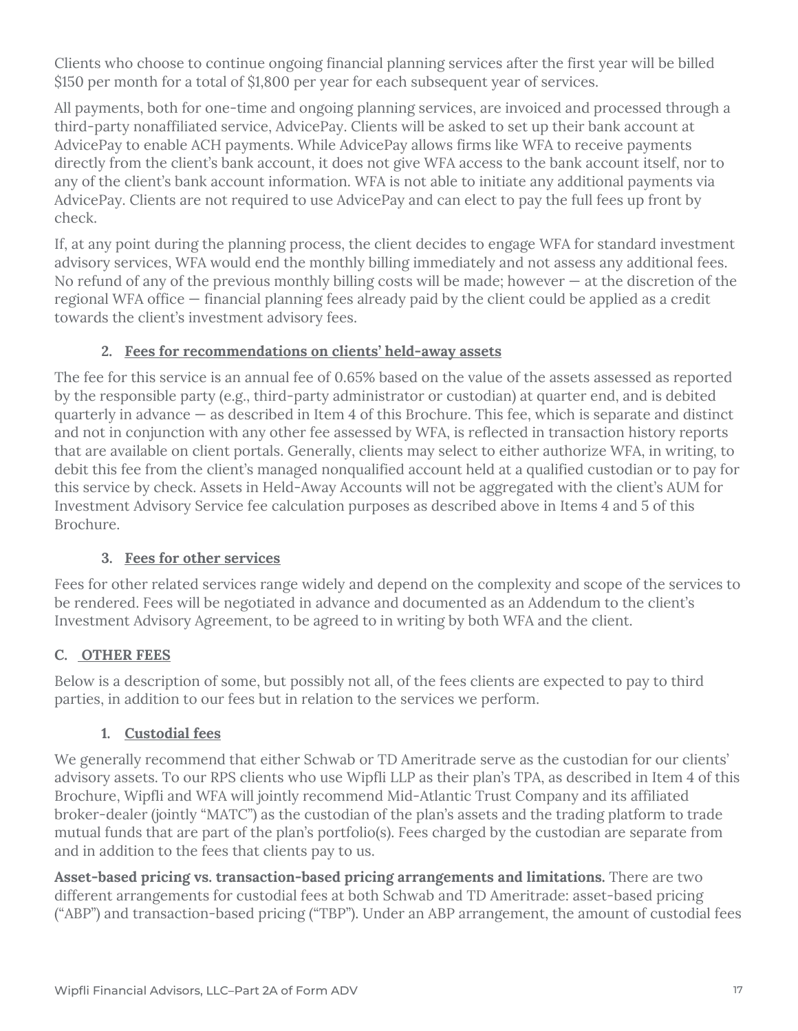Clients who choose to continue ongoing financial planning services after the first year will be billed $150 per month for a total of $1,800 per year for each subsequent year of services.

All payments, both for one-time and ongoing planning services, are invoiced and processed through a third-party nonaffiliated service, AdvicePay. Clients will be asked to set up their bank account at AdvicePay to enable ACH payments. While AdvicePay allows firms like WFA to receive payments directly from the client's bank account, it does not give WFA access to the bank account itself, nor to any of the client's bank account information. WFA is not able to initiate any additional payments via AdvicePay. Clients are not required to use AdvicePay and can elect to pay the full fees up front by check.

If, at any point during the planning process, the client decides to engage WFA for standard investment advisory services, WFA would end the monthly billing immediately and not assess any additional fees. No refund of any of the previous monthly billing costs will be made; however — at the discretion of the regional WFA office — financial planning fees already paid by the client could be applied as a credit towards the client's investment advisory fees.

### 2. Fees for recommendations on clients' held-away assets

The fee for this service is an annual fee of 0.65% based on the value of the assets assessed as reported by the responsible party (e.g., third-party administrator or custodian) at quarter end, and is debited quarterly in advance — as described in Item 4 of this Brochure. This fee, which is separate and distinct and not in conjunction with any other fee assessed by WFA, is reflected in transaction history reports that are available on client portals. Generally, clients may select to either authorize WFA, in writing, to debit this fee from the client's managed nonqualified account held at a qualified custodian or to pay for this service by check. Assets in Held-Away Accounts will not be aggregated with the client's AUM for Investment Advisory Service fee calculation purposes as described above in Items 4 and 5 of this Brochure.

### 3. Fees for other services

Fees for other related services range widely and depend on the complexity and scope of the services to be rendered. Fees will be negotiated in advance and documented as an Addendum to the client's Investment Advisory Agreement, to be agreed to in writing by both WFA and the client.

## C. OTHER FEES

Below is a description of some, but possibly not all, of the fees clients are expected to pay to third parties, in addition to our fees but in relation to the services we perform.

### 1. Custodial fees

We generally recommend that either Schwab or TD Ameritrade serve as the custodian for our clients' advisory assets. To our RPS clients who use Wipfli LLP as their plan's TPA, as described in Item 4 of this Brochure, Wipfli and WFA will jointly recommend Mid-Atlantic Trust Company and its affiliated broker-dealer (jointly "MATC") as the custodian of the plan's assets and the trading platform to trade mutual funds that are part of the plan's portfolio(s). Fees charged by the custodian are separate from and in addition to the fees that clients pay to us.

**Asset-based pricing vs. transaction-based pricing arrangements and limitations.** There are two different arrangements for custodial fees at both Schwab and TD Ameritrade: asset-based pricing ("ABP") and transaction-based pricing ("TBP"). Under an ABP arrangement, the amount of custodial fees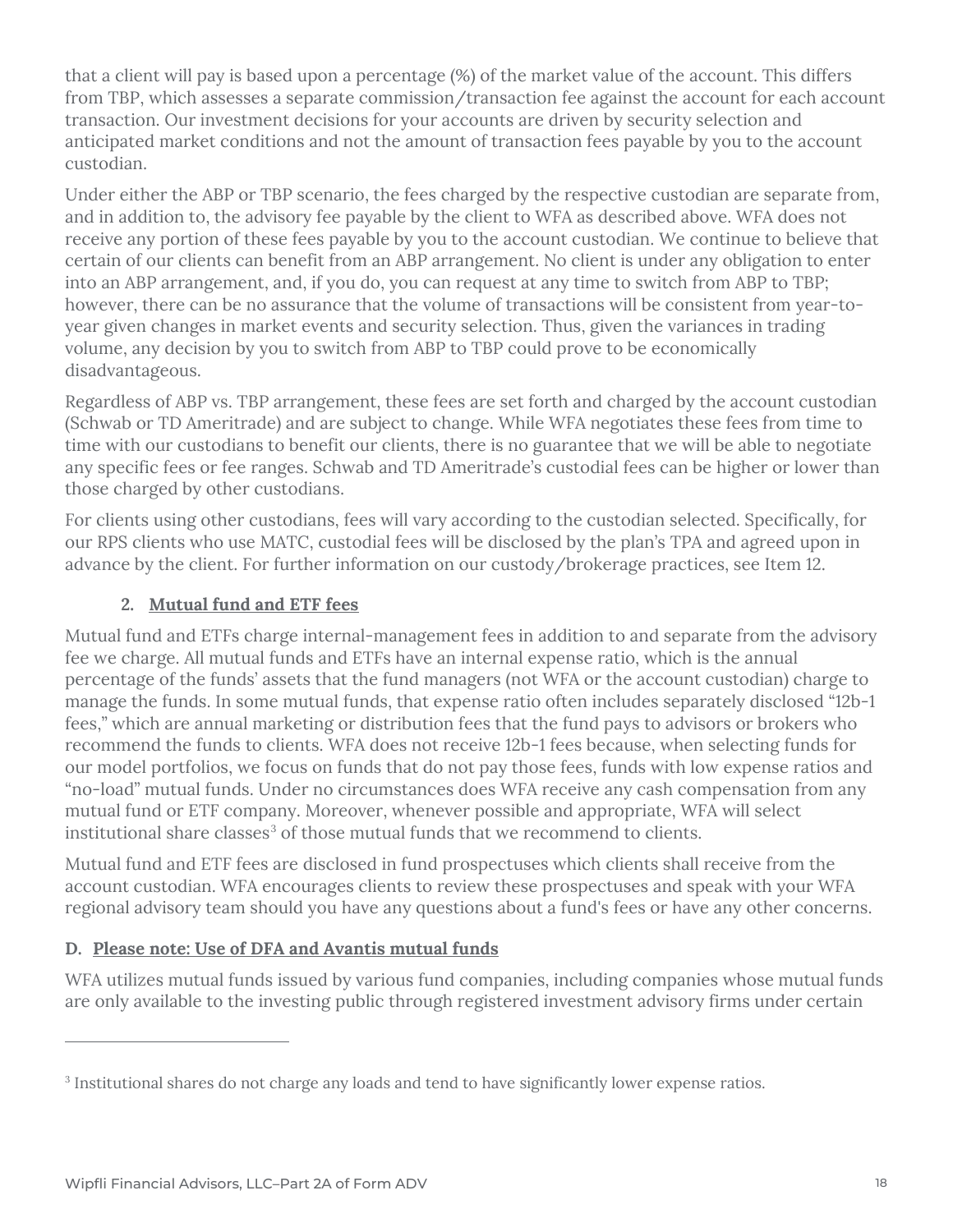that a client will pay is based upon a percentage (%) of the market value of the account. This differs from TBP, which assesses a separate commission/transaction fee against the account for each account transaction. Our investment decisions for your accounts are driven by security selection and anticipated market conditions and not the amount of transaction fees payable by you to the account custodian.

Under either the ABP or TBP scenario, the fees charged by the respective custodian are separate from, and in addition to, the advisory fee payable by the client to WFA as described above. WFA does not receive any portion of these fees payable by you to the account custodian. We continue to believe that certain of our clients can benefit from an ABP arrangement. No client is under any obligation to enter into an ABP arrangement, and, if you do, you can request at any time to switch from ABP to TBP; however, there can be no assurance that the volume of transactions will be consistent from year-to-year given changes in market events and security selection. Thus, given the variances in trading volume, any decision by you to switch from ABP to TBP could prove to be economically disadvantageous.

Regardless of ABP vs. TBP arrangement, these fees are set forth and charged by the account custodian (Schwab or TD Ameritrade) and are subject to change. While WFA negotiates these fees from time to time with our custodians to benefit our clients, there is no guarantee that we will be able to negotiate any specific fees or fee ranges. Schwab and TD Ameritrade's custodial fees can be higher or lower than those charged by other custodians.

For clients using other custodians, fees will vary according to the custodian selected. Specifically, for our RPS clients who use MATC, custodial fees will be disclosed by the plan's TPA and agreed upon in advance by the client. For further information on our custody/brokerage practices, see Item 12.

2. **Mutual fund and ETF fees**

Mutual fund and ETFs charge internal-management fees in addition to and separate from the advisory fee we charge. All mutual funds and ETFs have an internal expense ratio, which is the annual percentage of the funds' assets that the fund managers (not WFA or the account custodian) charge to manage the funds. In some mutual funds, that expense ratio often includes separately disclosed "12b-1 fees," which are annual marketing or distribution fees that the fund pays to advisors or brokers who recommend the funds to clients. WFA does not receive 12b-1 fees because, when selecting funds for our model portfolios, we focus on funds that do not pay those fees, funds with low expense ratios and "no-load" mutual funds. Under no circumstances does WFA receive any cash compensation from any mutual fund or ETF company. Moreover, whenever possible and appropriate, WFA will select institutional share classes[3] of those mutual funds that we recommend to clients.

Mutual fund and ETF fees are disclosed in fund prospectuses which clients shall receive from the account custodian. WFA encourages clients to review these prospectuses and speak with your WFA regional advisory team should you have any questions about a fund's fees or have any other concerns.

**D. Please note: Use of DFA and Avantis mutual funds**

WFA utilizes mutual funds issued by various fund companies, including companies whose mutual funds are only available to the investing public through registered investment advisory firms under certain

---

[3] Institutional shares do not charge any loads and tend to have significantly lower expense ratios.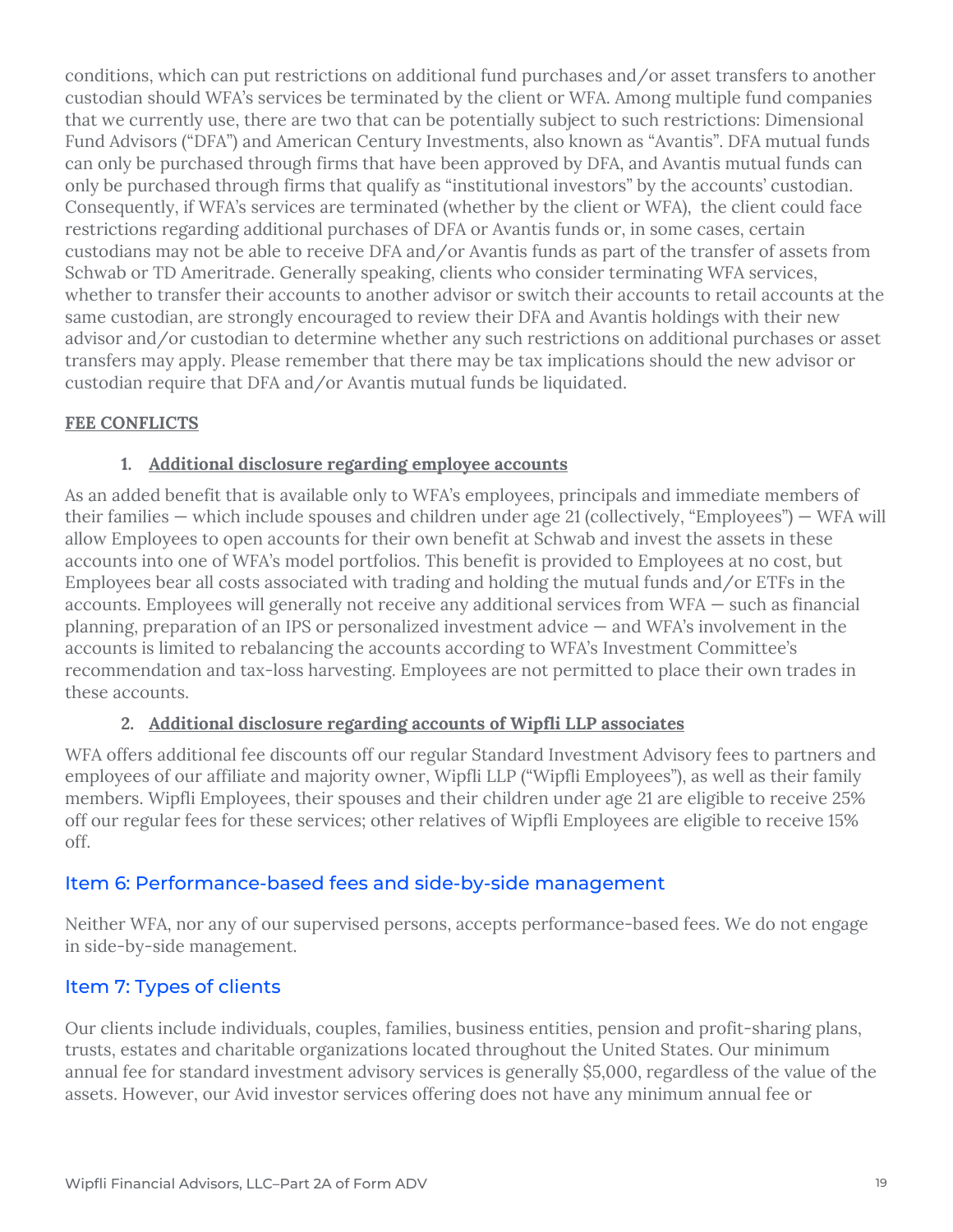conditions, which can put restrictions on additional fund purchases and/or asset transfers to another custodian should WFA's services be terminated by the client or WFA. Among multiple fund companies that we currently use, there are two that can be potentially subject to such restrictions: Dimensional Fund Advisors ("DFA") and American Century Investments, also known as "Avantis". DFA mutual funds can only be purchased through firms that have been approved by DFA, and Avantis mutual funds can only be purchased through firms that qualify as "institutional investors" by the accounts' custodian. Consequently, if WFA's services are terminated (whether by the client or WFA), the client could face restrictions regarding additional purchases of DFA or Avantis funds or, in some cases, certain custodians may not be able to receive DFA and/or Avantis funds as part of the transfer of assets from Schwab or TD Ameritrade. Generally speaking, clients who consider terminating WFA services, whether to transfer their accounts to another advisor or switch their accounts to retail accounts at the same custodian, are strongly encouraged to review their DFA and Avantis holdings with their new advisor and/or custodian to determine whether any such restrictions on additional purchases or asset transfers may apply. Please remember that there may be tax implications should the new advisor or custodian require that DFA and/or Avantis mutual funds be liquidated.

**FEE CONFLICTS**

1. **Additional disclosure regarding employee accounts**

As an added benefit that is available only to WFA's employees, principals and immediate members of their families — which include spouses and children under age 21 (collectively, "Employees") — WFA will allow Employees to open accounts for their own benefit at Schwab and invest the assets in these accounts into one of WFA's model portfolios. This benefit is provided to Employees at no cost, but Employees bear all costs associated with trading and holding the mutual funds and/or ETFs in the accounts. Employees will generally not receive any additional services from WFA — such as financial planning, preparation of an IPS or personalized investment advice — and WFA's involvement in the accounts is limited to rebalancing the accounts according to WFA's Investment Committee's recommendation and tax-loss harvesting. Employees are not permitted to place their own trades in these accounts.

2. **Additional disclosure regarding accounts of Wipfli LLP associates**

WFA offers additional fee discounts off our regular Standard Investment Advisory fees to partners and employees of our affiliate and majority owner, Wipfli LLP ("Wipfli Employees"), as well as their family members. Wipfli Employees, their spouses and their children under age 21 are eligible to receive 25% off our regular fees for these services; other relatives of Wipfli Employees are eligible to receive 15% off.

## Item 6: Performance-based fees and side-by-side management

Neither WFA, nor any of our supervised persons, accepts performance-based fees. We do not engage in side-by-side management.

## Item 7: Types of clients

Our clients include individuals, couples, families, business entities, pension and profit-sharing plans, trusts, estates and charitable organizations located throughout the United States. Our minimum annual fee for standard investment advisory services is generally $5,000, regardless of the value of the assets. However, our Avid investor services offering does not have any minimum annual fee or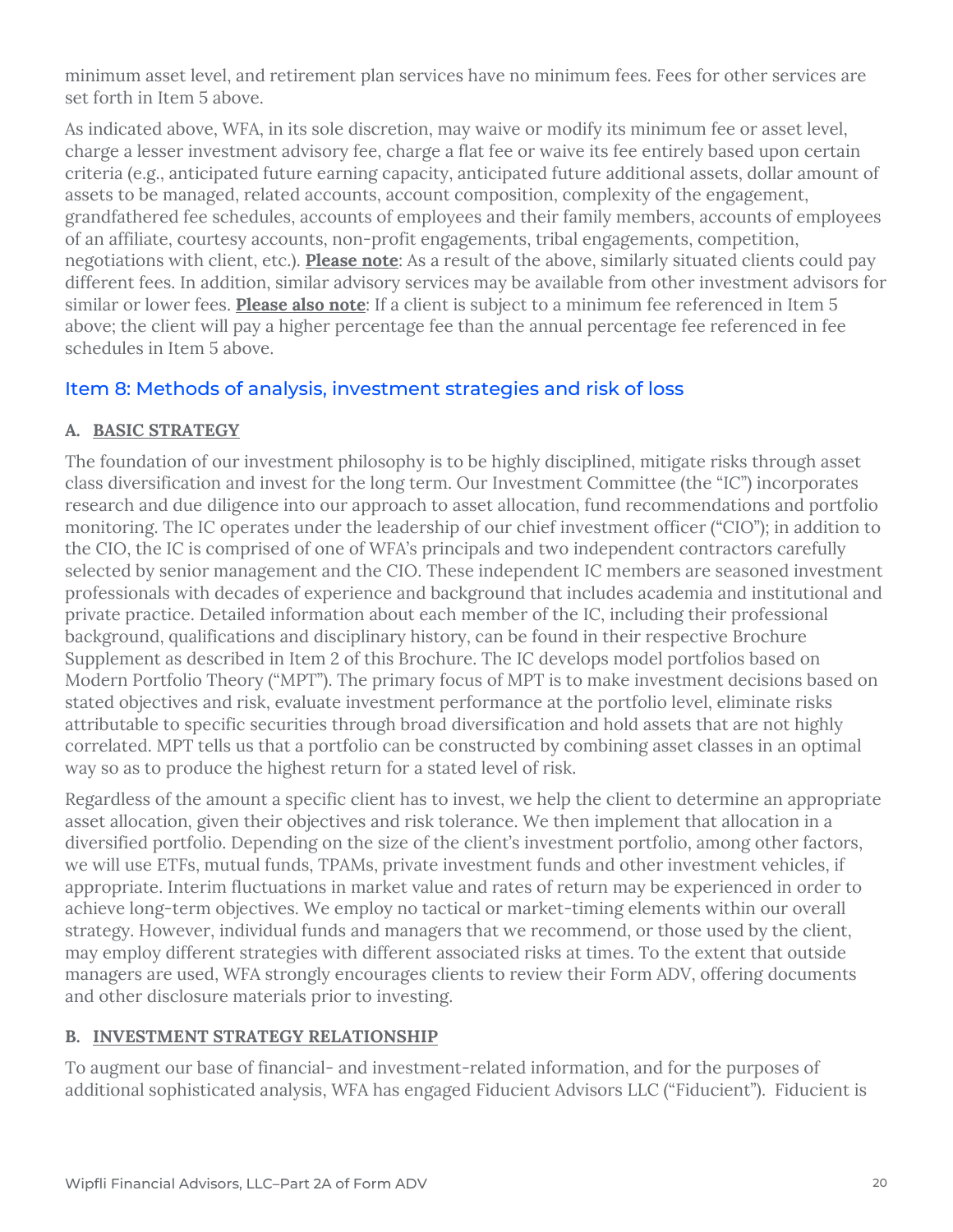minimum asset level, and retirement plan services have no minimum fees. Fees for other services are set forth in Item 5 above.

As indicated above, WFA, in its sole discretion, may waive or modify its minimum fee or asset level, charge a lesser investment advisory fee, charge a flat fee or waive its fee entirely based upon certain criteria (e.g., anticipated future earning capacity, anticipated future additional assets, dollar amount of assets to be managed, related accounts, account composition, complexity of the engagement, grandfathered fee schedules, accounts of employees and their family members, accounts of employees of an affiliate, courtesy accounts, non-profit engagements, tribal engagements, competition, negotiations with client, etc.). **Please note**: As a result of the above, similarly situated clients could pay different fees. In addition, similar advisory services may be available from other investment advisors for similar or lower fees. **Please also note**: If a client is subject to a minimum fee referenced in Item 5 above; the client will pay a higher percentage fee than the annual percentage fee referenced in fee schedules in Item 5 above.

## Item 8: Methods of analysis, investment strategies and risk of loss

### A. BASIC STRATEGY

The foundation of our investment philosophy is to be highly disciplined, mitigate risks through asset class diversification and invest for the long term. Our Investment Committee (the "IC") incorporates research and due diligence into our approach to asset allocation, fund recommendations and portfolio monitoring. The IC operates under the leadership of our chief investment officer ("CIO"); in addition to the CIO, the IC is comprised of one of WFA's principals and two independent contractors carefully selected by senior management and the CIO. These independent IC members are seasoned investment professionals with decades of experience and background that includes academia and institutional and private practice. Detailed information about each member of the IC, including their professional background, qualifications and disciplinary history, can be found in their respective Brochure Supplement as described in Item 2 of this Brochure. The IC develops model portfolios based on Modern Portfolio Theory ("MPT"). The primary focus of MPT is to make investment decisions based on stated objectives and risk, evaluate investment performance at the portfolio level, eliminate risks attributable to specific securities through broad diversification and hold assets that are not highly correlated. MPT tells us that a portfolio can be constructed by combining asset classes in an optimal way so as to produce the highest return for a stated level of risk.

Regardless of the amount a specific client has to invest, we help the client to determine an appropriate asset allocation, given their objectives and risk tolerance. We then implement that allocation in a diversified portfolio. Depending on the size of the client's investment portfolio, among other factors, we will use ETFs, mutual funds, TPAMs, private investment funds and other investment vehicles, if appropriate. Interim fluctuations in market value and rates of return may be experienced in order to achieve long-term objectives. We employ no tactical or market-timing elements within our overall strategy. However, individual funds and managers that we recommend, or those used by the client, may employ different strategies with different associated risks at times. To the extent that outside managers are used, WFA strongly encourages clients to review their Form ADV, offering documents and other disclosure materials prior to investing.

### B. INVESTMENT STRATEGY RELATIONSHIP

To augment our base of financial- and investment-related information, and for the purposes of additional sophisticated analysis, WFA has engaged Fiducient Advisors LLC ("Fiducient"). Fiducient is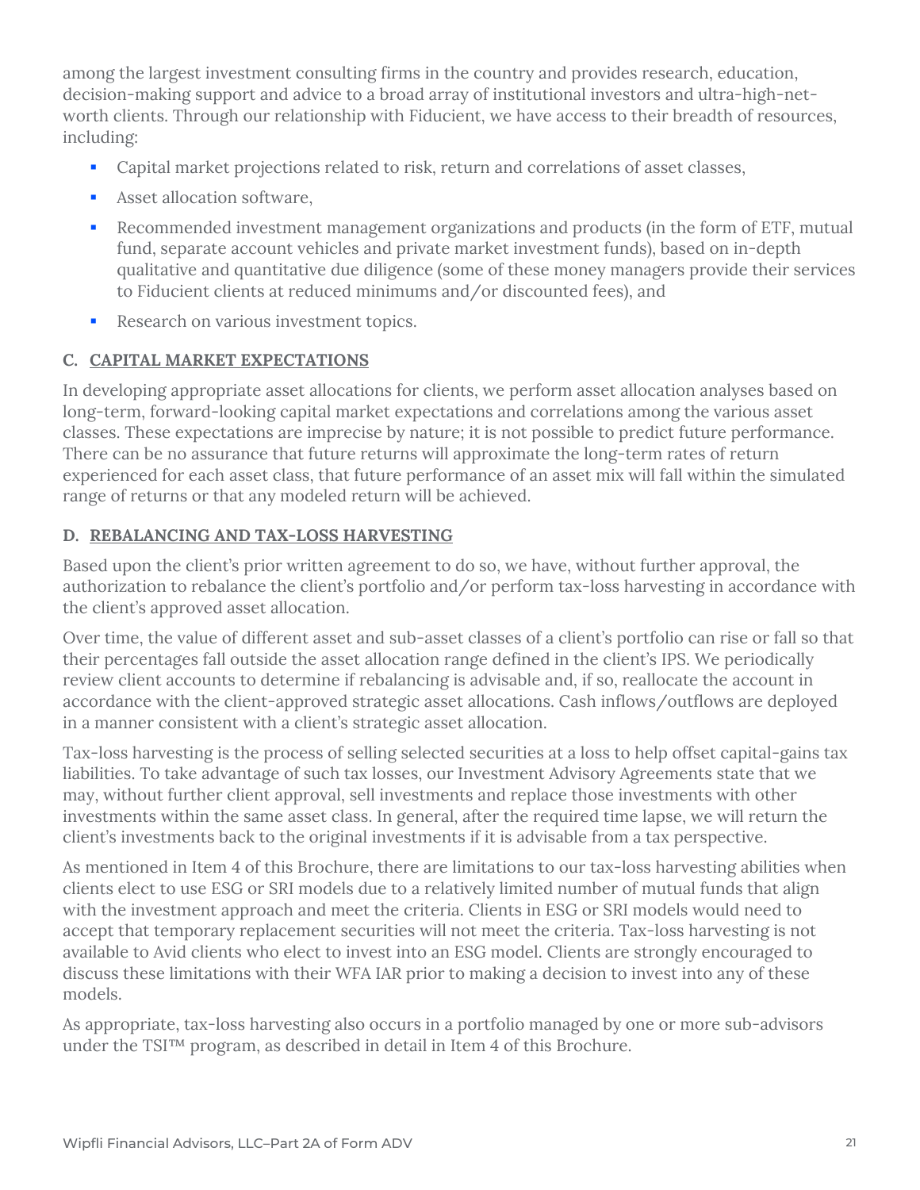among the largest investment consulting firms in the country and provides research, education, decision-making support and advice to a broad array of institutional investors and ultra-high-net-worth clients. Through our relationship with Fiducient, we have access to their breadth of resources, including:

- Capital market projections related to risk, return and correlations of asset classes,
- Asset allocation software,
- Recommended investment management organizations and products (in the form of ETF, mutual fund, separate account vehicles and private market investment funds), based on in-depth qualitative and quantitative due diligence (some of these money managers provide their services to Fiducient clients at reduced minimums and/or discounted fees), and
- Research on various investment topics.

### C. CAPITAL MARKET EXPECTATIONS

In developing appropriate asset allocations for clients, we perform asset allocation analyses based on long-term, forward-looking capital market expectations and correlations among the various asset classes. These expectations are imprecise by nature; it is not possible to predict future performance. There can be no assurance that future returns will approximate the long-term rates of return experienced for each asset class, that future performance of an asset mix will fall within the simulated range of returns or that any modeled return will be achieved.

### D. REBALANCING AND TAX-LOSS HARVESTING

Based upon the client's prior written agreement to do so, we have, without further approval, the authorization to rebalance the client's portfolio and/or perform tax-loss harvesting in accordance with the client's approved asset allocation.

Over time, the value of different asset and sub-asset classes of a client's portfolio can rise or fall so that their percentages fall outside the asset allocation range defined in the client's IPS. We periodically review client accounts to determine if rebalancing is advisable and, if so, reallocate the account in accordance with the client-approved strategic asset allocations. Cash inflows/outflows are deployed in a manner consistent with a client's strategic asset allocation.

Tax-loss harvesting is the process of selling selected securities at a loss to help offset capital-gains tax liabilities. To take advantage of such tax losses, our Investment Advisory Agreements state that we may, without further client approval, sell investments and replace those investments with other investments within the same asset class. In general, after the required time lapse, we will return the client's investments back to the original investments if it is advisable from a tax perspective.

As mentioned in Item 4 of this Brochure, there are limitations to our tax-loss harvesting abilities when clients elect to use ESG or SRI models due to a relatively limited number of mutual funds that align with the investment approach and meet the criteria. Clients in ESG or SRI models would need to accept that temporary replacement securities will not meet the criteria. Tax-loss harvesting is not available to Avid clients who elect to invest into an ESG model. Clients are strongly encouraged to discuss these limitations with their WFA IAR prior to making a decision to invest into any of these models.

As appropriate, tax-loss harvesting also occurs in a portfolio managed by one or more sub-advisors under the TSI™ program, as described in detail in Item 4 of this Brochure.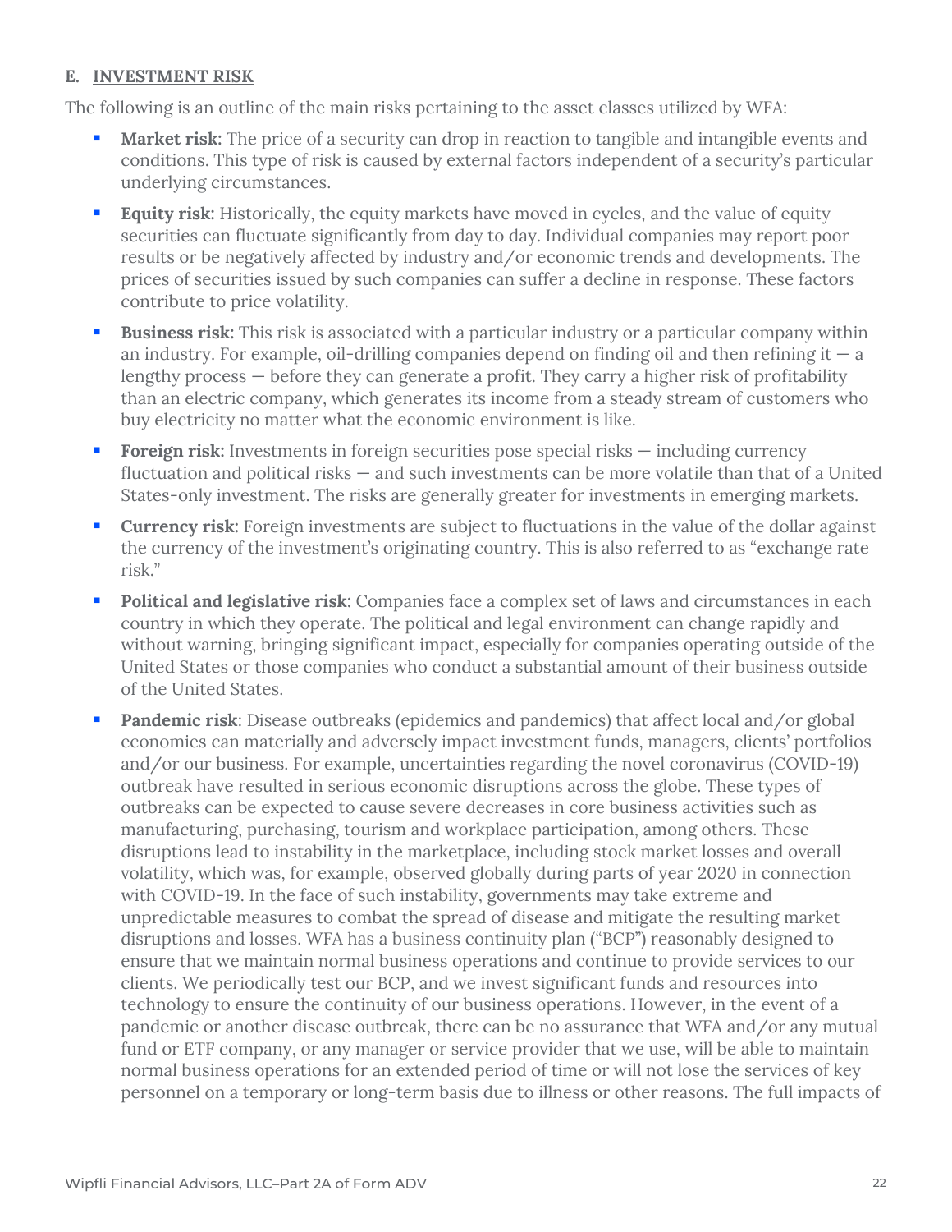### E. INVESTMENT RISK

The following is an outline of the main risks pertaining to the asset classes utilized by WFA:

- **Market risk:** The price of a security can drop in reaction to tangible and intangible events and conditions. This type of risk is caused by external factors independent of a security's particular underlying circumstances.
- **Equity risk:** Historically, the equity markets have moved in cycles, and the value of equity securities can fluctuate significantly from day to day. Individual companies may report poor results or be negatively affected by industry and/or economic trends and developments. The prices of securities issued by such companies can suffer a decline in response. These factors contribute to price volatility.
- **Business risk:** This risk is associated with a particular industry or a particular company within an industry. For example, oil-drilling companies depend on finding oil and then refining it — a lengthy process — before they can generate a profit. They carry a higher risk of profitability than an electric company, which generates its income from a steady stream of customers who buy electricity no matter what the economic environment is like.
- **Foreign risk:** Investments in foreign securities pose special risks — including currency fluctuation and political risks — and such investments can be more volatile than that of a United States-only investment. The risks are generally greater for investments in emerging markets.
- **Currency risk:** Foreign investments are subject to fluctuations in the value of the dollar against the currency of the investment's originating country. This is also referred to as "exchange rate risk."
- **Political and legislative risk:** Companies face a complex set of laws and circumstances in each country in which they operate. The political and legal environment can change rapidly and without warning, bringing significant impact, especially for companies operating outside of the United States or those companies who conduct a substantial amount of their business outside of the United States.
- **Pandemic risk**: Disease outbreaks (epidemics and pandemics) that affect local and/or global economies can materially and adversely impact investment funds, managers, clients' portfolios and/or our business. For example, uncertainties regarding the novel coronavirus (COVID-19) outbreak have resulted in serious economic disruptions across the globe. These types of outbreaks can be expected to cause severe decreases in core business activities such as manufacturing, purchasing, tourism and workplace participation, among others. These disruptions lead to instability in the marketplace, including stock market losses and overall volatility, which was, for example, observed globally during parts of year 2020 in connection with COVID-19. In the face of such instability, governments may take extreme and unpredictable measures to combat the spread of disease and mitigate the resulting market disruptions and losses. WFA has a business continuity plan ("BCP") reasonably designed to ensure that we maintain normal business operations and continue to provide services to our clients. We periodically test our BCP, and we invest significant funds and resources into technology to ensure the continuity of our business operations. However, in the event of a pandemic or another disease outbreak, there can be no assurance that WFA and/or any mutual fund or ETF company, or any manager or service provider that we use, will be able to maintain normal business operations for an extended period of time or will not lose the services of key personnel on a temporary or long-term basis due to illness or other reasons. The full impacts of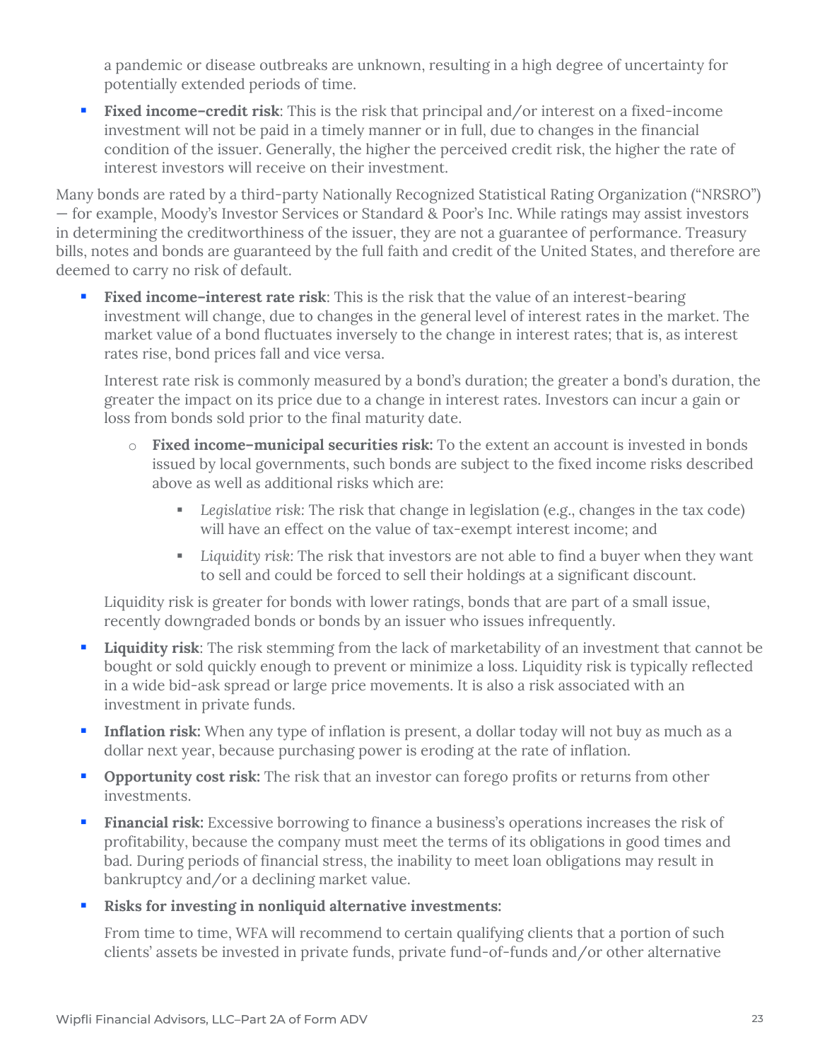a pandemic or disease outbreaks are unknown, resulting in a high degree of uncertainty for potentially extended periods of time.

- **Fixed income–credit risk**: This is the risk that principal and/or interest on a fixed-income investment will not be paid in a timely manner or in full, due to changes in the financial condition of the issuer. Generally, the higher the perceived credit risk, the higher the rate of interest investors will receive on their investment.

Many bonds are rated by a third-party Nationally Recognized Statistical Rating Organization ("NRSRO") — for example, Moody's Investor Services or Standard & Poor's Inc. While ratings may assist investors in determining the creditworthiness of the issuer, they are not a guarantee of performance. Treasury bills, notes and bonds are guaranteed by the full faith and credit of the United States, and therefore are deemed to carry no risk of default.

- **Fixed income–interest rate risk**: This is the risk that the value of an interest-bearing investment will change, due to changes in the general level of interest rates in the market. The market value of a bond fluctuates inversely to the change in interest rates; that is, as interest rates rise, bond prices fall and vice versa.

  Interest rate risk is commonly measured by a bond's duration; the greater a bond's duration, the greater the impact on its price due to a change in interest rates. Investors can incur a gain or loss from bonds sold prior to the final maturity date.

  - **Fixed income–municipal securities risk:** To the extent an account is invested in bonds issued by local governments, such bonds are subject to the fixed income risks described above as well as additional risks which are:
    - *Legislative risk*: The risk that change in legislation (e.g., changes in the tax code) will have an effect on the value of tax-exempt interest income; and
    - *Liquidity risk*: The risk that investors are not able to find a buyer when they want to sell and could be forced to sell their holdings at a significant discount.

  Liquidity risk is greater for bonds with lower ratings, bonds that are part of a small issue, recently downgraded bonds or bonds by an issuer who issues infrequently.

- **Liquidity risk**: The risk stemming from the lack of marketability of an investment that cannot be bought or sold quickly enough to prevent or minimize a loss. Liquidity risk is typically reflected in a wide bid-ask spread or large price movements. It is also a risk associated with an investment in private funds.
- **Inflation risk:** When any type of inflation is present, a dollar today will not buy as much as a dollar next year, because purchasing power is eroding at the rate of inflation.
- **Opportunity cost risk:** The risk that an investor can forego profits or returns from other investments.
- **Financial risk:** Excessive borrowing to finance a business's operations increases the risk of profitability, because the company must meet the terms of its obligations in good times and bad. During periods of financial stress, the inability to meet loan obligations may result in bankruptcy and/or a declining market value.
- **Risks for investing in nonliquid alternative investments:**

  From time to time, WFA will recommend to certain qualifying clients that a portion of such clients' assets be invested in private funds, private fund-of-funds and/or other alternative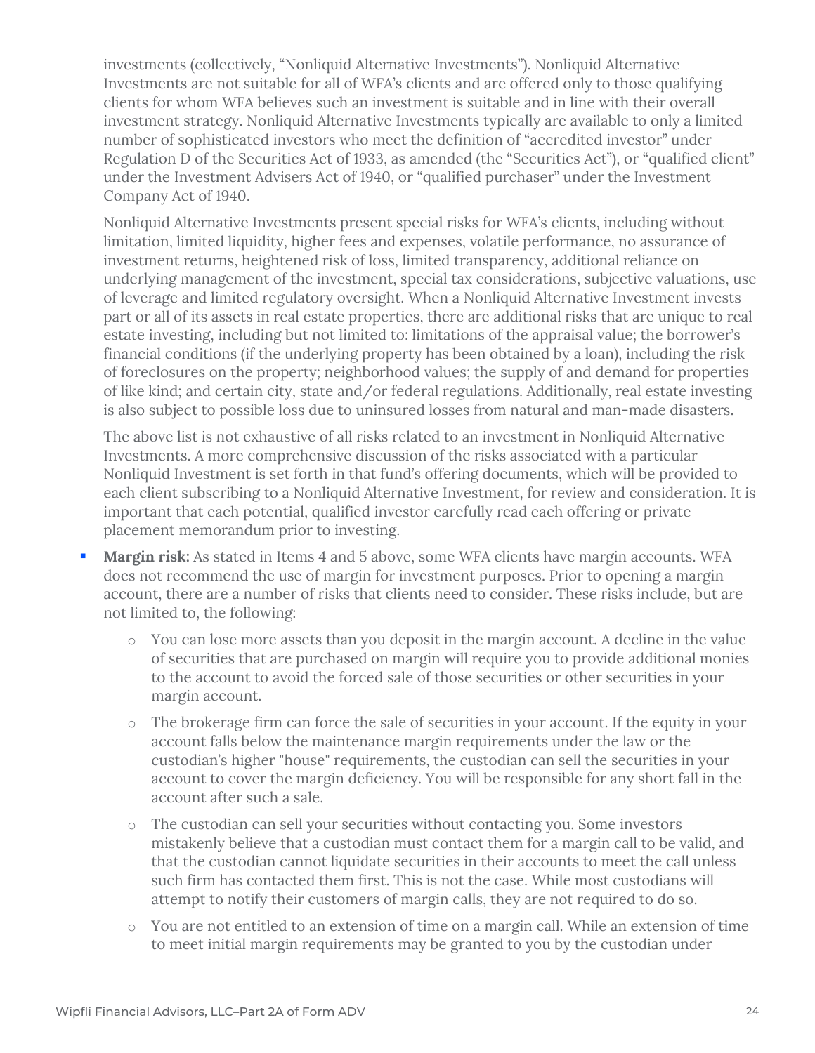investments (collectively, "Nonliquid Alternative Investments"). Nonliquid Alternative Investments are not suitable for all of WFA's clients and are offered only to those qualifying clients for whom WFA believes such an investment is suitable and in line with their overall investment strategy. Nonliquid Alternative Investments typically are available to only a limited number of sophisticated investors who meet the definition of "accredited investor" under Regulation D of the Securities Act of 1933, as amended (the "Securities Act"), or "qualified client" under the Investment Advisers Act of 1940, or "qualified purchaser" under the Investment Company Act of 1940.

Nonliquid Alternative Investments present special risks for WFA's clients, including without limitation, limited liquidity, higher fees and expenses, volatile performance, no assurance of investment returns, heightened risk of loss, limited transparency, additional reliance on underlying management of the investment, special tax considerations, subjective valuations, use of leverage and limited regulatory oversight. When a Nonliquid Alternative Investment invests part or all of its assets in real estate properties, there are additional risks that are unique to real estate investing, including but not limited to: limitations of the appraisal value; the borrower's financial conditions (if the underlying property has been obtained by a loan), including the risk of foreclosures on the property; neighborhood values; the supply of and demand for properties of like kind; and certain city, state and/or federal regulations. Additionally, real estate investing is also subject to possible loss due to uninsured losses from natural and man-made disasters.

The above list is not exhaustive of all risks related to an investment in Nonliquid Alternative Investments. A more comprehensive discussion of the risks associated with a particular Nonliquid Investment is set forth in that fund's offering documents, which will be provided to each client subscribing to a Nonliquid Alternative Investment, for review and consideration. It is important that each potential, qualified investor carefully read each offering or private placement memorandum prior to investing.

- **Margin risk:** As stated in Items 4 and 5 above, some WFA clients have margin accounts. WFA does not recommend the use of margin for investment purposes. Prior to opening a margin account, there are a number of risks that clients need to consider. These risks include, but are not limited to, the following:
  - You can lose more assets than you deposit in the margin account. A decline in the value of securities that are purchased on margin will require you to provide additional monies to the account to avoid the forced sale of those securities or other securities in your margin account.
  - The brokerage firm can force the sale of securities in your account. If the equity in your account falls below the maintenance margin requirements under the law or the custodian's higher "house" requirements, the custodian can sell the securities in your account to cover the margin deficiency. You will be responsible for any short fall in the account after such a sale.
  - The custodian can sell your securities without contacting you. Some investors mistakenly believe that a custodian must contact them for a margin call to be valid, and that the custodian cannot liquidate securities in their accounts to meet the call unless such firm has contacted them first. This is not the case. While most custodians will attempt to notify their customers of margin calls, they are not required to do so.
  - You are not entitled to an extension of time on a margin call. While an extension of time to meet initial margin requirements may be granted to you by the custodian under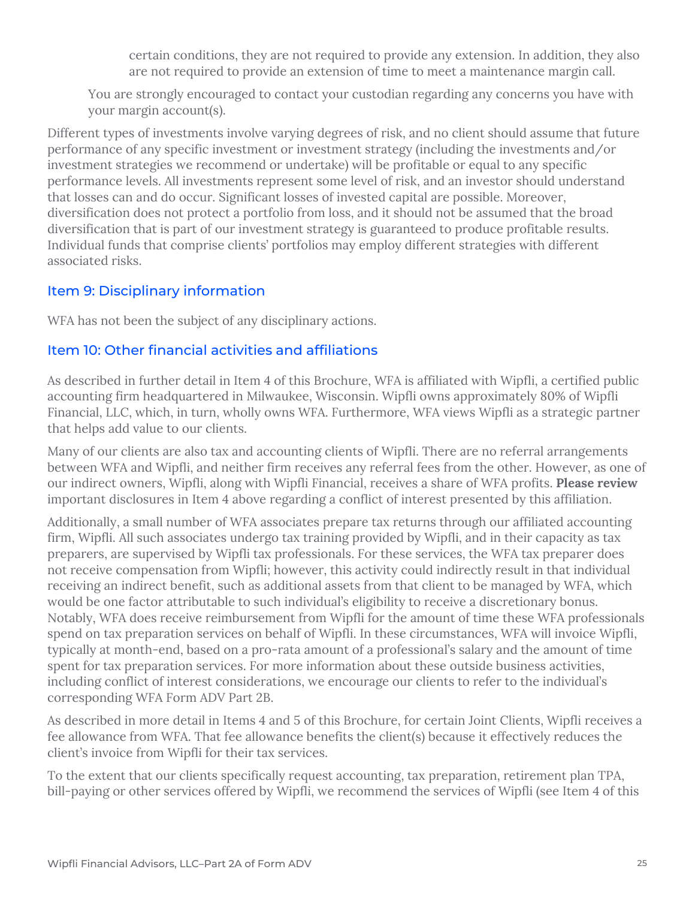certain conditions, they are not required to provide any extension. In addition, they also are not required to provide an extension of time to meet a maintenance margin call.

You are strongly encouraged to contact your custodian regarding any concerns you have with your margin account(s).

Different types of investments involve varying degrees of risk, and no client should assume that future performance of any specific investment or investment strategy (including the investments and/or investment strategies we recommend or undertake) will be profitable or equal to any specific performance levels. All investments represent some level of risk, and an investor should understand that losses can and do occur. Significant losses of invested capital are possible. Moreover, diversification does not protect a portfolio from loss, and it should not be assumed that the broad diversification that is part of our investment strategy is guaranteed to produce profitable results. Individual funds that comprise clients' portfolios may employ different strategies with different associated risks.

## Item 9: Disciplinary information

WFA has not been the subject of any disciplinary actions.

## Item 10: Other financial activities and affiliations

As described in further detail in Item 4 of this Brochure, WFA is affiliated with Wipfli, a certified public accounting firm headquartered in Milwaukee, Wisconsin. Wipfli owns approximately 80% of Wipfli Financial, LLC, which, in turn, wholly owns WFA. Furthermore, WFA views Wipfli as a strategic partner that helps add value to our clients.

Many of our clients are also tax and accounting clients of Wipfli. There are no referral arrangements between WFA and Wipfli, and neither firm receives any referral fees from the other. However, as one of our indirect owners, Wipfli, along with Wipfli Financial, receives a share of WFA profits. **Please review** important disclosures in Item 4 above regarding a conflict of interest presented by this affiliation.

Additionally, a small number of WFA associates prepare tax returns through our affiliated accounting firm, Wipfli. All such associates undergo tax training provided by Wipfli, and in their capacity as tax preparers, are supervised by Wipfli tax professionals. For these services, the WFA tax preparer does not receive compensation from Wipfli; however, this activity could indirectly result in that individual receiving an indirect benefit, such as additional assets from that client to be managed by WFA, which would be one factor attributable to such individual's eligibility to receive a discretionary bonus. Notably, WFA does receive reimbursement from Wipfli for the amount of time these WFA professionals spend on tax preparation services on behalf of Wipfli. In these circumstances, WFA will invoice Wipfli, typically at month-end, based on a pro-rata amount of a professional's salary and the amount of time spent for tax preparation services. For more information about these outside business activities, including conflict of interest considerations, we encourage our clients to refer to the individual's corresponding WFA Form ADV Part 2B.

As described in more detail in Items 4 and 5 of this Brochure, for certain Joint Clients, Wipfli receives a fee allowance from WFA. That fee allowance benefits the client(s) because it effectively reduces the client's invoice from Wipfli for their tax services.

To the extent that our clients specifically request accounting, tax preparation, retirement plan TPA, bill-paying or other services offered by Wipfli, we recommend the services of Wipfli (see Item 4 of this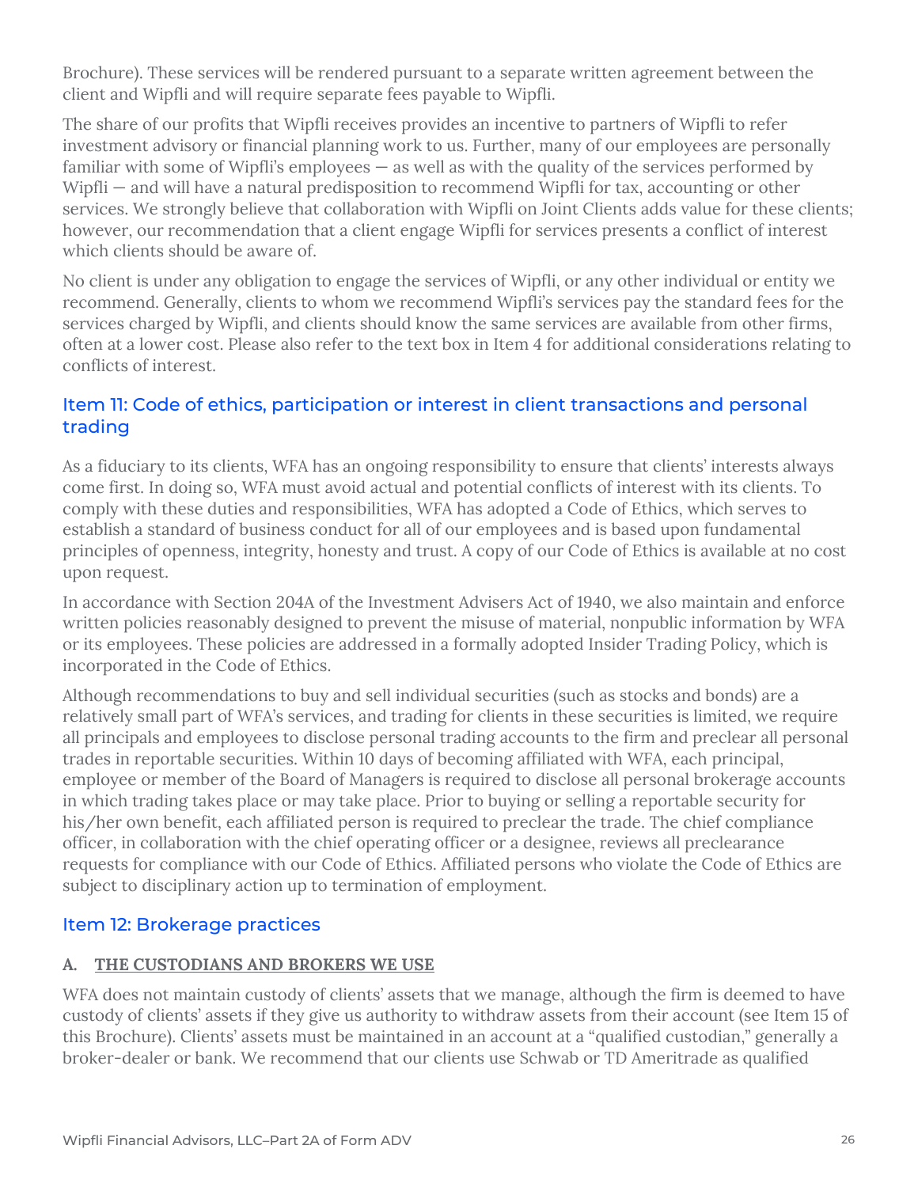Brochure). These services will be rendered pursuant to a separate written agreement between the client and Wipfli and will require separate fees payable to Wipfli.

The share of our profits that Wipfli receives provides an incentive to partners of Wipfli to refer investment advisory or financial planning work to us. Further, many of our employees are personally familiar with some of Wipfli's employees — as well as with the quality of the services performed by Wipfli — and will have a natural predisposition to recommend Wipfli for tax, accounting or other services. We strongly believe that collaboration with Wipfli on Joint Clients adds value for these clients; however, our recommendation that a client engage Wipfli for services presents a conflict of interest which clients should be aware of.

No client is under any obligation to engage the services of Wipfli, or any other individual or entity we recommend. Generally, clients to whom we recommend Wipfli's services pay the standard fees for the services charged by Wipfli, and clients should know the same services are available from other firms, often at a lower cost. Please also refer to the text box in Item 4 for additional considerations relating to conflicts of interest.

## Item 11: Code of ethics, participation or interest in client transactions and personal trading

As a fiduciary to its clients, WFA has an ongoing responsibility to ensure that clients' interests always come first. In doing so, WFA must avoid actual and potential conflicts of interest with its clients. To comply with these duties and responsibilities, WFA has adopted a Code of Ethics, which serves to establish a standard of business conduct for all of our employees and is based upon fundamental principles of openness, integrity, honesty and trust. A copy of our Code of Ethics is available at no cost upon request.

In accordance with Section 204A of the Investment Advisers Act of 1940, we also maintain and enforce written policies reasonably designed to prevent the misuse of material, nonpublic information by WFA or its employees. These policies are addressed in a formally adopted Insider Trading Policy, which is incorporated in the Code of Ethics.

Although recommendations to buy and sell individual securities (such as stocks and bonds) are a relatively small part of WFA's services, and trading for clients in these securities is limited, we require all principals and employees to disclose personal trading accounts to the firm and preclear all personal trades in reportable securities. Within 10 days of becoming affiliated with WFA, each principal, employee or member of the Board of Managers is required to disclose all personal brokerage accounts in which trading takes place or may take place. Prior to buying or selling a reportable security for his/her own benefit, each affiliated person is required to preclear the trade. The chief compliance officer, in collaboration with the chief operating officer or a designee, reviews all preclearance requests for compliance with our Code of Ethics. Affiliated persons who violate the Code of Ethics are subject to disciplinary action up to termination of employment.

## Item 12: Brokerage practices

### A. THE CUSTODIANS AND BROKERS WE USE

WFA does not maintain custody of clients' assets that we manage, although the firm is deemed to have custody of clients' assets if they give us authority to withdraw assets from their account (see Item 15 of this Brochure). Clients' assets must be maintained in an account at a "qualified custodian," generally a broker-dealer or bank. We recommend that our clients use Schwab or TD Ameritrade as qualified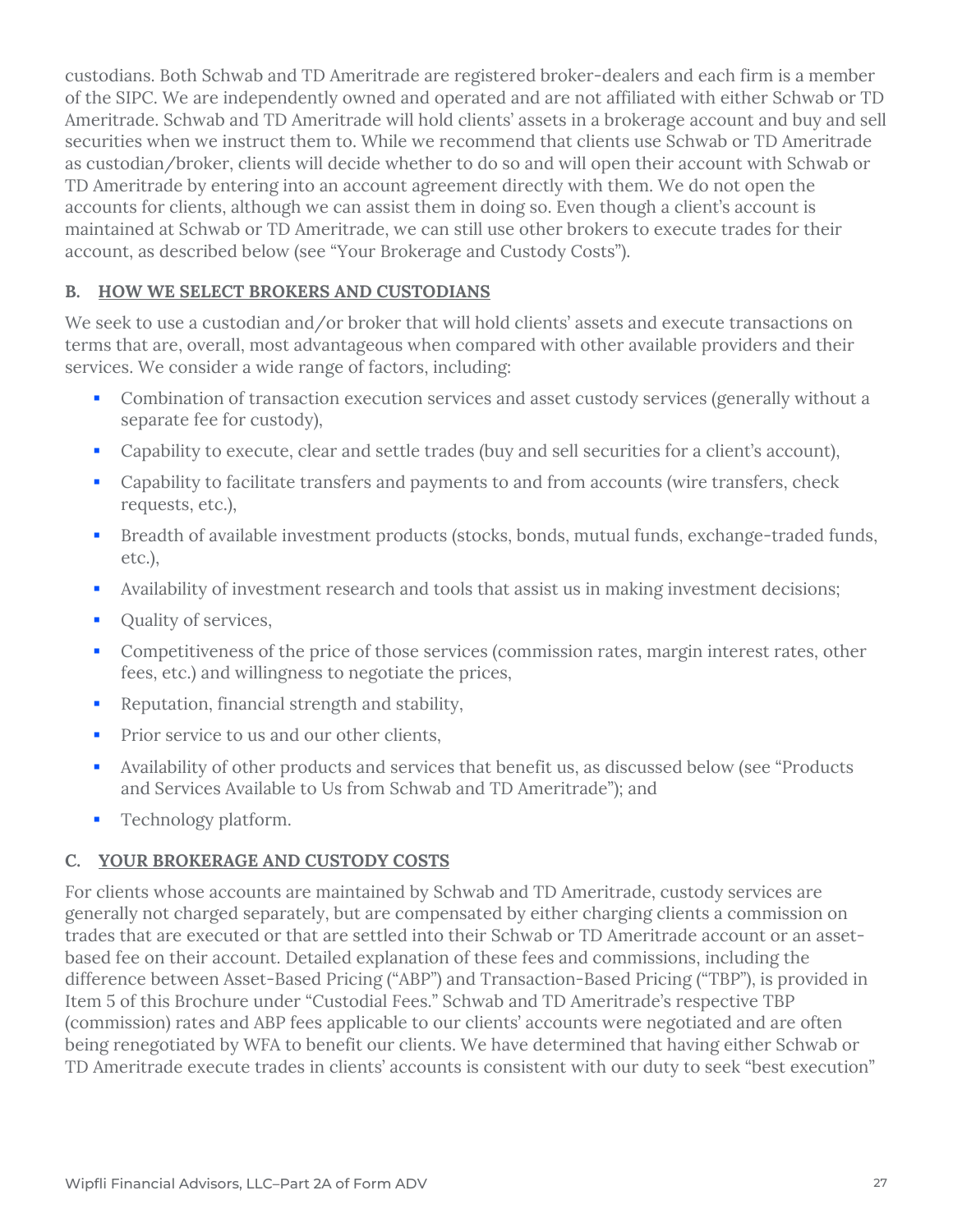custodians. Both Schwab and TD Ameritrade are registered broker-dealers and each firm is a member of the SIPC. We are independently owned and operated and are not affiliated with either Schwab or TD Ameritrade. Schwab and TD Ameritrade will hold clients' assets in a brokerage account and buy and sell securities when we instruct them to. While we recommend that clients use Schwab or TD Ameritrade as custodian/broker, clients will decide whether to do so and will open their account with Schwab or TD Ameritrade by entering into an account agreement directly with them. We do not open the accounts for clients, although we can assist them in doing so. Even though a client's account is maintained at Schwab or TD Ameritrade, we can still use other brokers to execute trades for their account, as described below (see "Your Brokerage and Custody Costs").

### B. HOW WE SELECT BROKERS AND CUSTODIANS

We seek to use a custodian and/or broker that will hold clients' assets and execute transactions on terms that are, overall, most advantageous when compared with other available providers and their services. We consider a wide range of factors, including:

- Combination of transaction execution services and asset custody services (generally without a separate fee for custody),
- Capability to execute, clear and settle trades (buy and sell securities for a client's account),
- Capability to facilitate transfers and payments to and from accounts (wire transfers, check requests, etc.),
- Breadth of available investment products (stocks, bonds, mutual funds, exchange-traded funds, etc.),
- Availability of investment research and tools that assist us in making investment decisions;
- Quality of services,
- Competitiveness of the price of those services (commission rates, margin interest rates, other fees, etc.) and willingness to negotiate the prices,
- Reputation, financial strength and stability,
- Prior service to us and our other clients,
- Availability of other products and services that benefit us, as discussed below (see "Products and Services Available to Us from Schwab and TD Ameritrade"); and
- Technology platform.

### C. YOUR BROKERAGE AND CUSTODY COSTS

For clients whose accounts are maintained by Schwab and TD Ameritrade, custody services are generally not charged separately, but are compensated by either charging clients a commission on trades that are executed or that are settled into their Schwab or TD Ameritrade account or an asset-based fee on their account. Detailed explanation of these fees and commissions, including the difference between Asset-Based Pricing ("ABP") and Transaction-Based Pricing ("TBP"), is provided in Item 5 of this Brochure under "Custodial Fees." Schwab and TD Ameritrade's respective TBP (commission) rates and ABP fees applicable to our clients' accounts were negotiated and are often being renegotiated by WFA to benefit our clients. We have determined that having either Schwab or TD Ameritrade execute trades in clients' accounts is consistent with our duty to seek "best execution"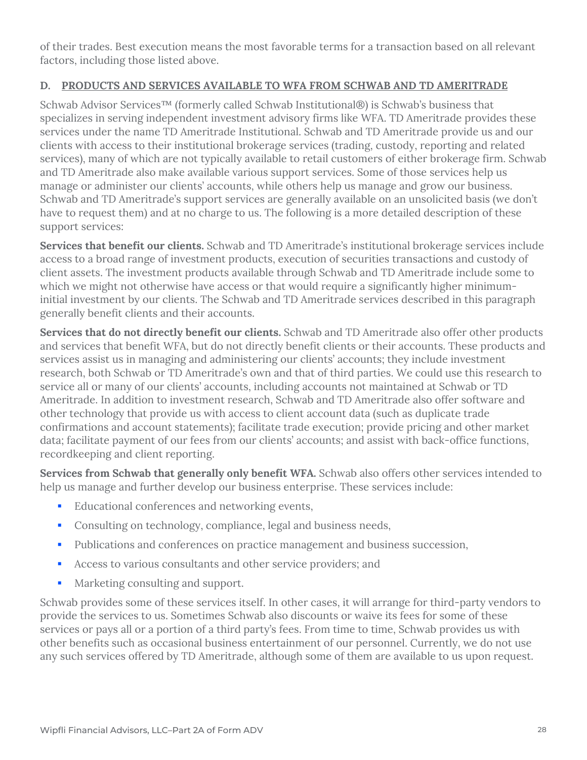of their trades. Best execution means the most favorable terms for a transaction based on all relevant factors, including those listed above.

### D. PRODUCTS AND SERVICES AVAILABLE TO WFA FROM SCHWAB AND TD AMERITRADE

Schwab Advisor Services™ (formerly called Schwab Institutional®) is Schwab's business that specializes in serving independent investment advisory firms like WFA. TD Ameritrade provides these services under the name TD Ameritrade Institutional. Schwab and TD Ameritrade provide us and our clients with access to their institutional brokerage services (trading, custody, reporting and related services), many of which are not typically available to retail customers of either brokerage firm. Schwab and TD Ameritrade also make available various support services. Some of those services help us manage or administer our clients' accounts, while others help us manage and grow our business. Schwab and TD Ameritrade's support services are generally available on an unsolicited basis (we don't have to request them) and at no charge to us. The following is a more detailed description of these support services:

**Services that benefit our clients.** Schwab and TD Ameritrade's institutional brokerage services include access to a broad range of investment products, execution of securities transactions and custody of client assets. The investment products available through Schwab and TD Ameritrade include some to which we might not otherwise have access or that would require a significantly higher minimum-initial investment by our clients. The Schwab and TD Ameritrade services described in this paragraph generally benefit clients and their accounts.

**Services that do not directly benefit our clients.** Schwab and TD Ameritrade also offer other products and services that benefit WFA, but do not directly benefit clients or their accounts. These products and services assist us in managing and administering our clients' accounts; they include investment research, both Schwab or TD Ameritrade's own and that of third parties. We could use this research to service all or many of our clients' accounts, including accounts not maintained at Schwab or TD Ameritrade. In addition to investment research, Schwab and TD Ameritrade also offer software and other technology that provide us with access to client account data (such as duplicate trade confirmations and account statements); facilitate trade execution; provide pricing and other market data; facilitate payment of our fees from our clients' accounts; and assist with back-office functions, recordkeeping and client reporting.

**Services from Schwab that generally only benefit WFA.** Schwab also offers other services intended to help us manage and further develop our business enterprise. These services include:

- Educational conferences and networking events,
- Consulting on technology, compliance, legal and business needs,
- Publications and conferences on practice management and business succession,
- Access to various consultants and other service providers; and
- Marketing consulting and support.

Schwab provides some of these services itself. In other cases, it will arrange for third-party vendors to provide the services to us. Sometimes Schwab also discounts or waive its fees for some of these services or pays all or a portion of a third party's fees. From time to time, Schwab provides us with other benefits such as occasional business entertainment of our personnel. Currently, we do not use any such services offered by TD Ameritrade, although some of them are available to us upon request.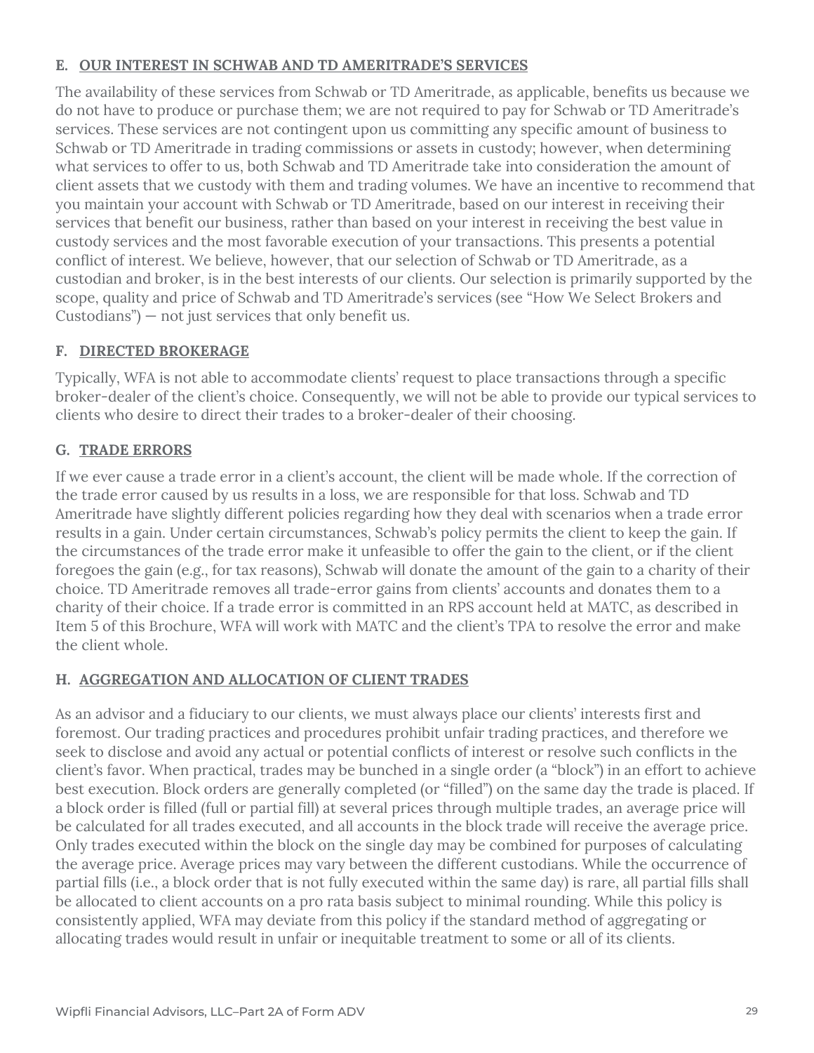### E. OUR INTEREST IN SCHWAB AND TD AMERITRADE'S SERVICES

The availability of these services from Schwab or TD Ameritrade, as applicable, benefits us because we do not have to produce or purchase them; we are not required to pay for Schwab or TD Ameritrade's services. These services are not contingent upon us committing any specific amount of business to Schwab or TD Ameritrade in trading commissions or assets in custody; however, when determining what services to offer to us, both Schwab and TD Ameritrade take into consideration the amount of client assets that we custody with them and trading volumes. We have an incentive to recommend that you maintain your account with Schwab or TD Ameritrade, based on our interest in receiving their services that benefit our business, rather than based on your interest in receiving the best value in custody services and the most favorable execution of your transactions. This presents a potential conflict of interest. We believe, however, that our selection of Schwab or TD Ameritrade, as a custodian and broker, is in the best interests of our clients. Our selection is primarily supported by the scope, quality and price of Schwab and TD Ameritrade's services (see "How We Select Brokers and Custodians") — not just services that only benefit us.

### F. DIRECTED BROKERAGE

Typically, WFA is not able to accommodate clients' request to place transactions through a specific broker-dealer of the client's choice. Consequently, we will not be able to provide our typical services to clients who desire to direct their trades to a broker-dealer of their choosing.

### G. TRADE ERRORS

If we ever cause a trade error in a client's account, the client will be made whole. If the correction of the trade error caused by us results in a loss, we are responsible for that loss. Schwab and TD Ameritrade have slightly different policies regarding how they deal with scenarios when a trade error results in a gain. Under certain circumstances, Schwab's policy permits the client to keep the gain. If the circumstances of the trade error make it unfeasible to offer the gain to the client, or if the client foregoes the gain (e.g., for tax reasons), Schwab will donate the amount of the gain to a charity of their choice. TD Ameritrade removes all trade-error gains from clients' accounts and donates them to a charity of their choice. If a trade error is committed in an RPS account held at MATC, as described in Item 5 of this Brochure, WFA will work with MATC and the client's TPA to resolve the error and make the client whole.

### H. AGGREGATION AND ALLOCATION OF CLIENT TRADES

As an advisor and a fiduciary to our clients, we must always place our clients' interests first and foremost. Our trading practices and procedures prohibit unfair trading practices, and therefore we seek to disclose and avoid any actual or potential conflicts of interest or resolve such conflicts in the client's favor. When practical, trades may be bunched in a single order (a "block") in an effort to achieve best execution. Block orders are generally completed (or "filled") on the same day the trade is placed. If a block order is filled (full or partial fill) at several prices through multiple trades, an average price will be calculated for all trades executed, and all accounts in the block trade will receive the average price. Only trades executed within the block on the single day may be combined for purposes of calculating the average price. Average prices may vary between the different custodians. While the occurrence of partial fills (i.e., a block order that is not fully executed within the same day) is rare, all partial fills shall be allocated to client accounts on a pro rata basis subject to minimal rounding. While this policy is consistently applied, WFA may deviate from this policy if the standard method of aggregating or allocating trades would result in unfair or inequitable treatment to some or all of its clients.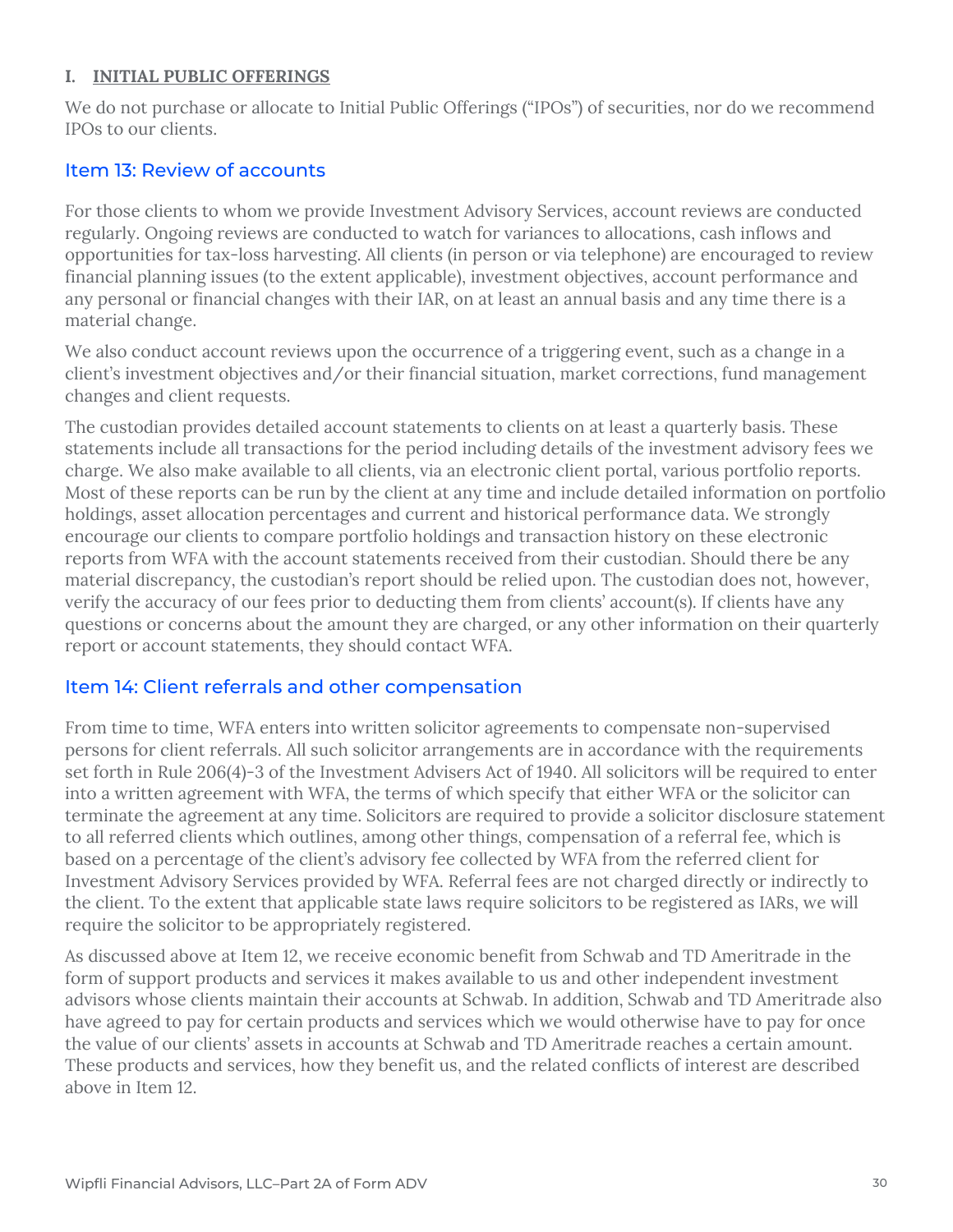### I. INITIAL PUBLIC OFFERINGS

We do not purchase or allocate to Initial Public Offerings ("IPOs") of securities, nor do we recommend IPOs to our clients.

## Item 13: Review of accounts

For those clients to whom we provide Investment Advisory Services, account reviews are conducted regularly. Ongoing reviews are conducted to watch for variances to allocations, cash inflows and opportunities for tax-loss harvesting. All clients (in person or via telephone) are encouraged to review financial planning issues (to the extent applicable), investment objectives, account performance and any personal or financial changes with their IAR, on at least an annual basis and any time there is a material change.

We also conduct account reviews upon the occurrence of a triggering event, such as a change in a client's investment objectives and/or their financial situation, market corrections, fund management changes and client requests.

The custodian provides detailed account statements to clients on at least a quarterly basis. These statements include all transactions for the period including details of the investment advisory fees we charge. We also make available to all clients, via an electronic client portal, various portfolio reports. Most of these reports can be run by the client at any time and include detailed information on portfolio holdings, asset allocation percentages and current and historical performance data. We strongly encourage our clients to compare portfolio holdings and transaction history on these electronic reports from WFA with the account statements received from their custodian. Should there be any material discrepancy, the custodian's report should be relied upon. The custodian does not, however, verify the accuracy of our fees prior to deducting them from clients' account(s). If clients have any questions or concerns about the amount they are charged, or any other information on their quarterly report or account statements, they should contact WFA.

## Item 14: Client referrals and other compensation

From time to time, WFA enters into written solicitor agreements to compensate non-supervised persons for client referrals. All such solicitor arrangements are in accordance with the requirements set forth in Rule 206(4)-3 of the Investment Advisers Act of 1940. All solicitors will be required to enter into a written agreement with WFA, the terms of which specify that either WFA or the solicitor can terminate the agreement at any time. Solicitors are required to provide a solicitor disclosure statement to all referred clients which outlines, among other things, compensation of a referral fee, which is based on a percentage of the client's advisory fee collected by WFA from the referred client for Investment Advisory Services provided by WFA. Referral fees are not charged directly or indirectly to the client. To the extent that applicable state laws require solicitors to be registered as IARs, we will require the solicitor to be appropriately registered.

As discussed above at Item 12, we receive economic benefit from Schwab and TD Ameritrade in the form of support products and services it makes available to us and other independent investment advisors whose clients maintain their accounts at Schwab. In addition, Schwab and TD Ameritrade also have agreed to pay for certain products and services which we would otherwise have to pay for once the value of our clients' assets in accounts at Schwab and TD Ameritrade reaches a certain amount. These products and services, how they benefit us, and the related conflicts of interest are described above in Item 12.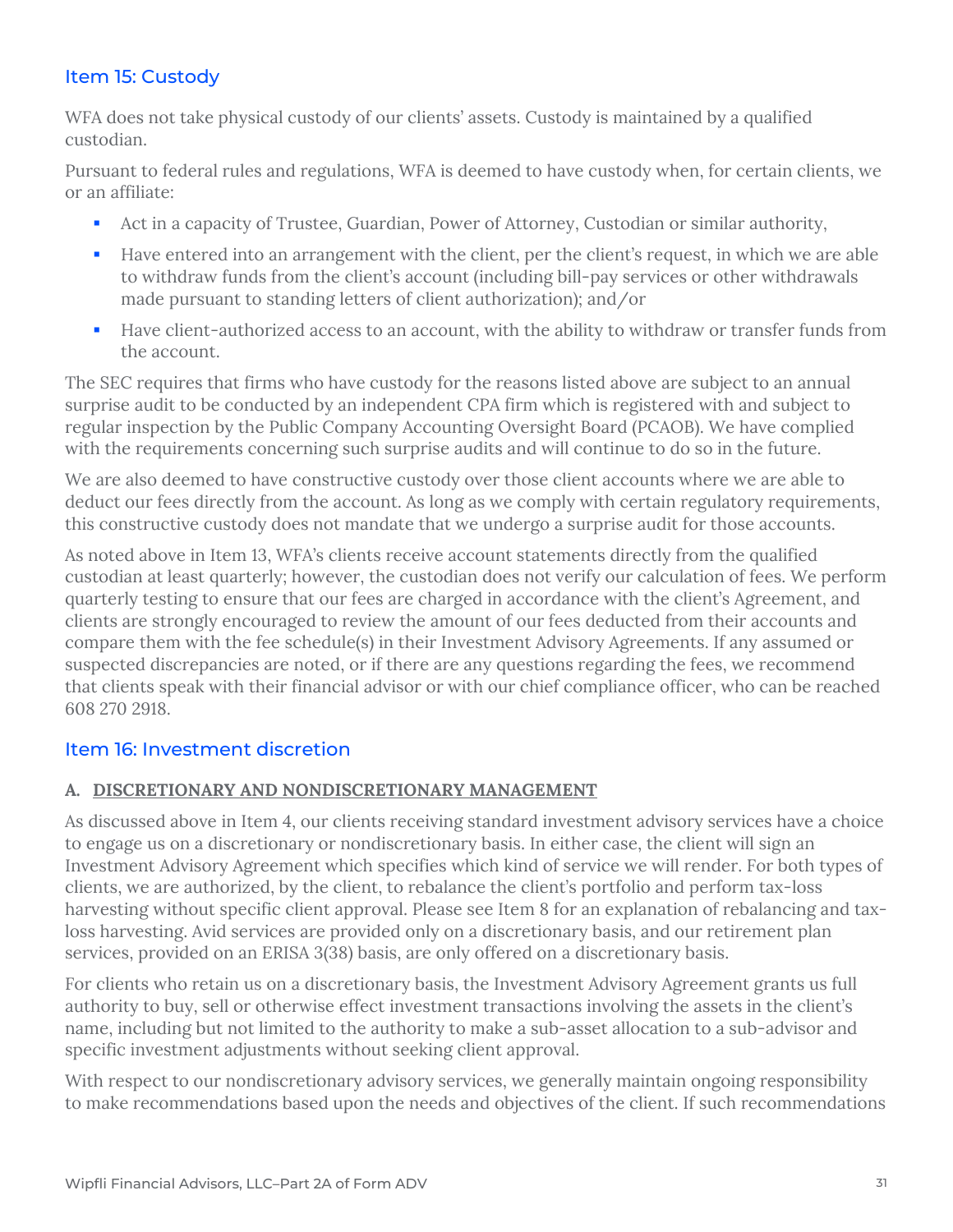## Item 15: Custody

WFA does not take physical custody of our clients' assets. Custody is maintained by a qualified custodian.

Pursuant to federal rules and regulations, WFA is deemed to have custody when, for certain clients, we or an affiliate:

- Act in a capacity of Trustee, Guardian, Power of Attorney, Custodian or similar authority,
- Have entered into an arrangement with the client, per the client's request, in which we are able to withdraw funds from the client's account (including bill-pay services or other withdrawals made pursuant to standing letters of client authorization); and/or
- Have client-authorized access to an account, with the ability to withdraw or transfer funds from the account.

The SEC requires that firms who have custody for the reasons listed above are subject to an annual surprise audit to be conducted by an independent CPA firm which is registered with and subject to regular inspection by the Public Company Accounting Oversight Board (PCAOB). We have complied with the requirements concerning such surprise audits and will continue to do so in the future.

We are also deemed to have constructive custody over those client accounts where we are able to deduct our fees directly from the account. As long as we comply with certain regulatory requirements, this constructive custody does not mandate that we undergo a surprise audit for those accounts.

As noted above in Item 13, WFA's clients receive account statements directly from the qualified custodian at least quarterly; however, the custodian does not verify our calculation of fees. We perform quarterly testing to ensure that our fees are charged in accordance with the client's Agreement, and clients are strongly encouraged to review the amount of our fees deducted from their accounts and compare them with the fee schedule(s) in their Investment Advisory Agreements. If any assumed or suspected discrepancies are noted, or if there are any questions regarding the fees, we recommend that clients speak with their financial advisor or with our chief compliance officer, who can be reached 608 270 2918.

## Item 16: Investment discretion

### A. <u>DISCRETIONARY AND NONDISCRETIONARY MANAGEMENT</u>

As discussed above in Item 4, our clients receiving standard investment advisory services have a choice to engage us on a discretionary or nondiscretionary basis. In either case, the client will sign an Investment Advisory Agreement which specifies which kind of service we will render. For both types of clients, we are authorized, by the client, to rebalance the client's portfolio and perform tax-loss harvesting without specific client approval. Please see Item 8 for an explanation of rebalancing and tax-loss harvesting. Avid services are provided only on a discretionary basis, and our retirement plan services, provided on an ERISA 3(38) basis, are only offered on a discretionary basis.

For clients who retain us on a discretionary basis, the Investment Advisory Agreement grants us full authority to buy, sell or otherwise effect investment transactions involving the assets in the client's name, including but not limited to the authority to make a sub-asset allocation to a sub-advisor and specific investment adjustments without seeking client approval.

With respect to our nondiscretionary advisory services, we generally maintain ongoing responsibility to make recommendations based upon the needs and objectives of the client. If such recommendations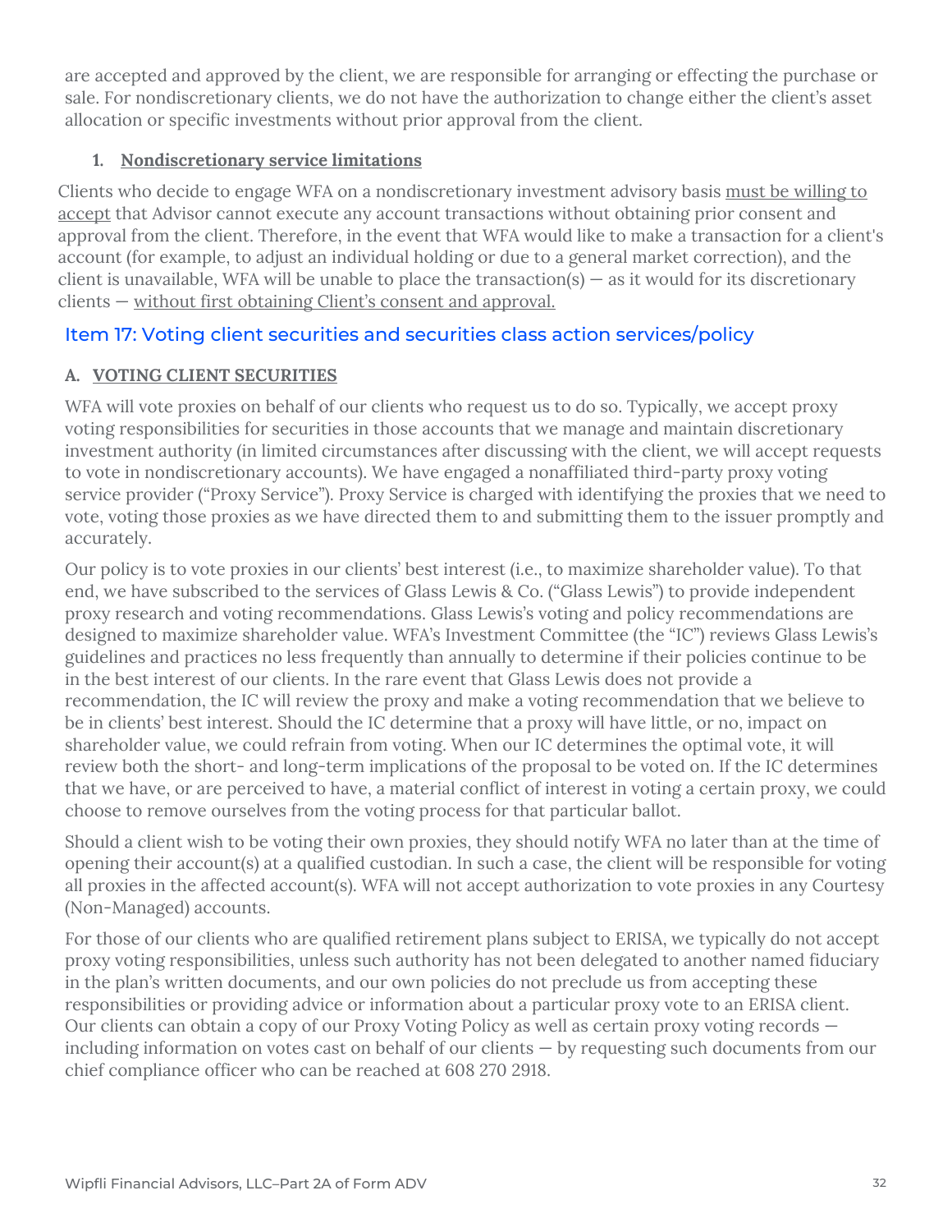are accepted and approved by the client, we are responsible for arranging or effecting the purchase or sale. For nondiscretionary clients, we do not have the authorization to change either the client's asset allocation or specific investments without prior approval from the client.

1. **Nondiscretionary service limitations**

Clients who decide to engage WFA on a nondiscretionary investment advisory basis must be willing to accept that Advisor cannot execute any account transactions without obtaining prior consent and approval from the client. Therefore, in the event that WFA would like to make a transaction for a client's account (for example, to adjust an individual holding or due to a general market correction), and the client is unavailable, WFA will be unable to place the transaction(s) — as it would for its discretionary clients — without first obtaining Client's consent and approval.

## Item 17: Voting client securities and securities class action services/policy

### A. VOTING CLIENT SECURITIES

WFA will vote proxies on behalf of our clients who request us to do so. Typically, we accept proxy voting responsibilities for securities in those accounts that we manage and maintain discretionary investment authority (in limited circumstances after discussing with the client, we will accept requests to vote in nondiscretionary accounts). We have engaged a nonaffiliated third-party proxy voting service provider ("Proxy Service"). Proxy Service is charged with identifying the proxies that we need to vote, voting those proxies as we have directed them to and submitting them to the issuer promptly and accurately.

Our policy is to vote proxies in our clients' best interest (i.e., to maximize shareholder value). To that end, we have subscribed to the services of Glass Lewis & Co. ("Glass Lewis") to provide independent proxy research and voting recommendations. Glass Lewis's voting and policy recommendations are designed to maximize shareholder value. WFA's Investment Committee (the "IC") reviews Glass Lewis's guidelines and practices no less frequently than annually to determine if their policies continue to be in the best interest of our clients. In the rare event that Glass Lewis does not provide a recommendation, the IC will review the proxy and make a voting recommendation that we believe to be in clients' best interest. Should the IC determine that a proxy will have little, or no, impact on shareholder value, we could refrain from voting. When our IC determines the optimal vote, it will review both the short- and long-term implications of the proposal to be voted on. If the IC determines that we have, or are perceived to have, a material conflict of interest in voting a certain proxy, we could choose to remove ourselves from the voting process for that particular ballot.

Should a client wish to be voting their own proxies, they should notify WFA no later than at the time of opening their account(s) at a qualified custodian. In such a case, the client will be responsible for voting all proxies in the affected account(s). WFA will not accept authorization to vote proxies in any Courtesy (Non-Managed) accounts.

For those of our clients who are qualified retirement plans subject to ERISA, we typically do not accept proxy voting responsibilities, unless such authority has not been delegated to another named fiduciary in the plan's written documents, and our own policies do not preclude us from accepting these responsibilities or providing advice or information about a particular proxy vote to an ERISA client. Our clients can obtain a copy of our Proxy Voting Policy as well as certain proxy voting records — including information on votes cast on behalf of our clients — by requesting such documents from our chief compliance officer who can be reached at 608 270 2918.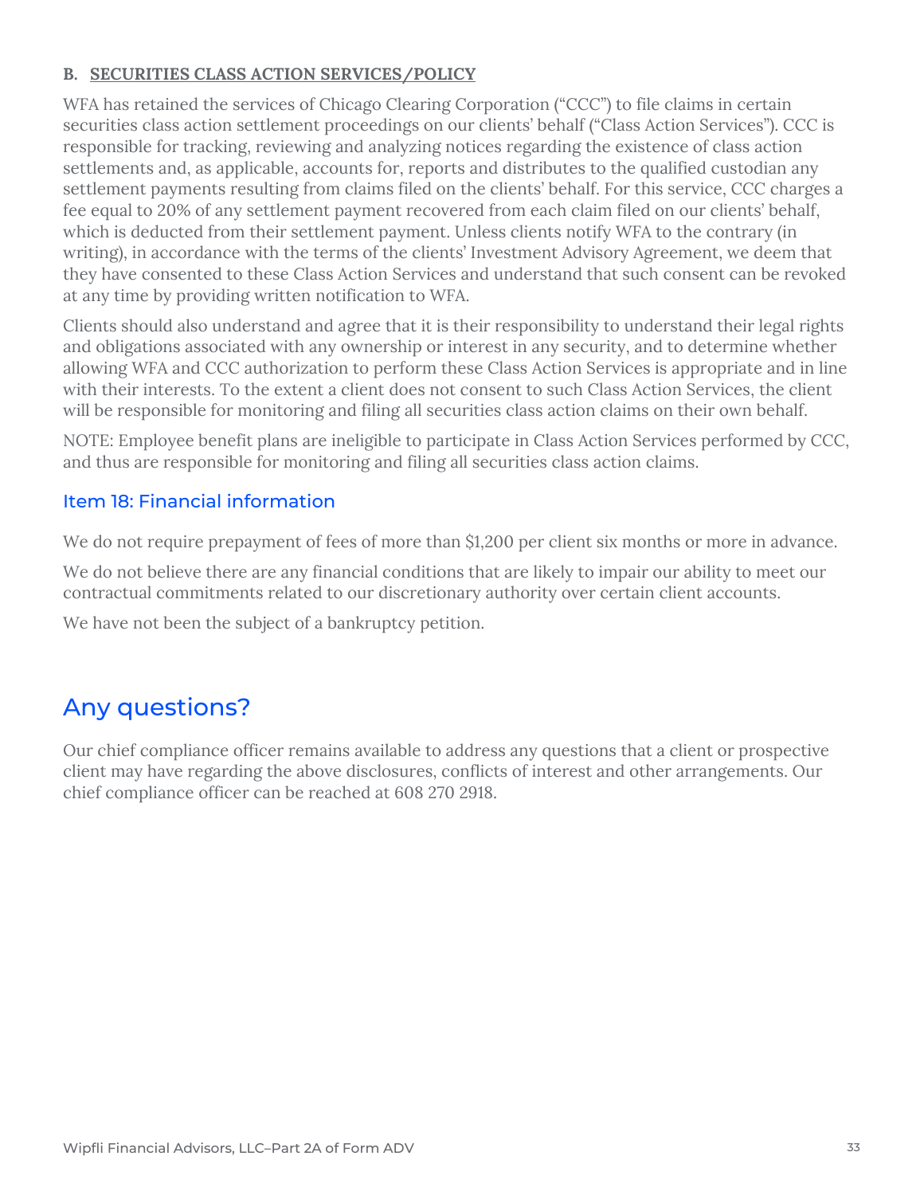### B. SECURITIES CLASS ACTION SERVICES/POLICY

WFA has retained the services of Chicago Clearing Corporation ("CCC") to file claims in certain securities class action settlement proceedings on our clients' behalf ("Class Action Services"). CCC is responsible for tracking, reviewing and analyzing notices regarding the existence of class action settlements and, as applicable, accounts for, reports and distributes to the qualified custodian any settlement payments resulting from claims filed on the clients' behalf. For this service, CCC charges a fee equal to 20% of any settlement payment recovered from each claim filed on our clients' behalf, which is deducted from their settlement payment. Unless clients notify WFA to the contrary (in writing), in accordance with the terms of the clients' Investment Advisory Agreement, we deem that they have consented to these Class Action Services and understand that such consent can be revoked at any time by providing written notification to WFA.

Clients should also understand and agree that it is their responsibility to understand their legal rights and obligations associated with any ownership or interest in any security, and to determine whether allowing WFA and CCC authorization to perform these Class Action Services is appropriate and in line with their interests. To the extent a client does not consent to such Class Action Services, the client will be responsible for monitoring and filing all securities class action claims on their own behalf.

NOTE: Employee benefit plans are ineligible to participate in Class Action Services performed by CCC, and thus are responsible for monitoring and filing all securities class action claims.

## Item 18: Financial information

We do not require prepayment of fees of more than $1,200 per client six months or more in advance.

We do not believe there are any financial conditions that are likely to impair our ability to meet our contractual commitments related to our discretionary authority over certain client accounts.

We have not been the subject of a bankruptcy petition.

# Any questions?

Our chief compliance officer remains available to address any questions that a client or prospective client may have regarding the above disclosures, conflicts of interest and other arrangements. Our chief compliance officer can be reached at 608 270 2918.